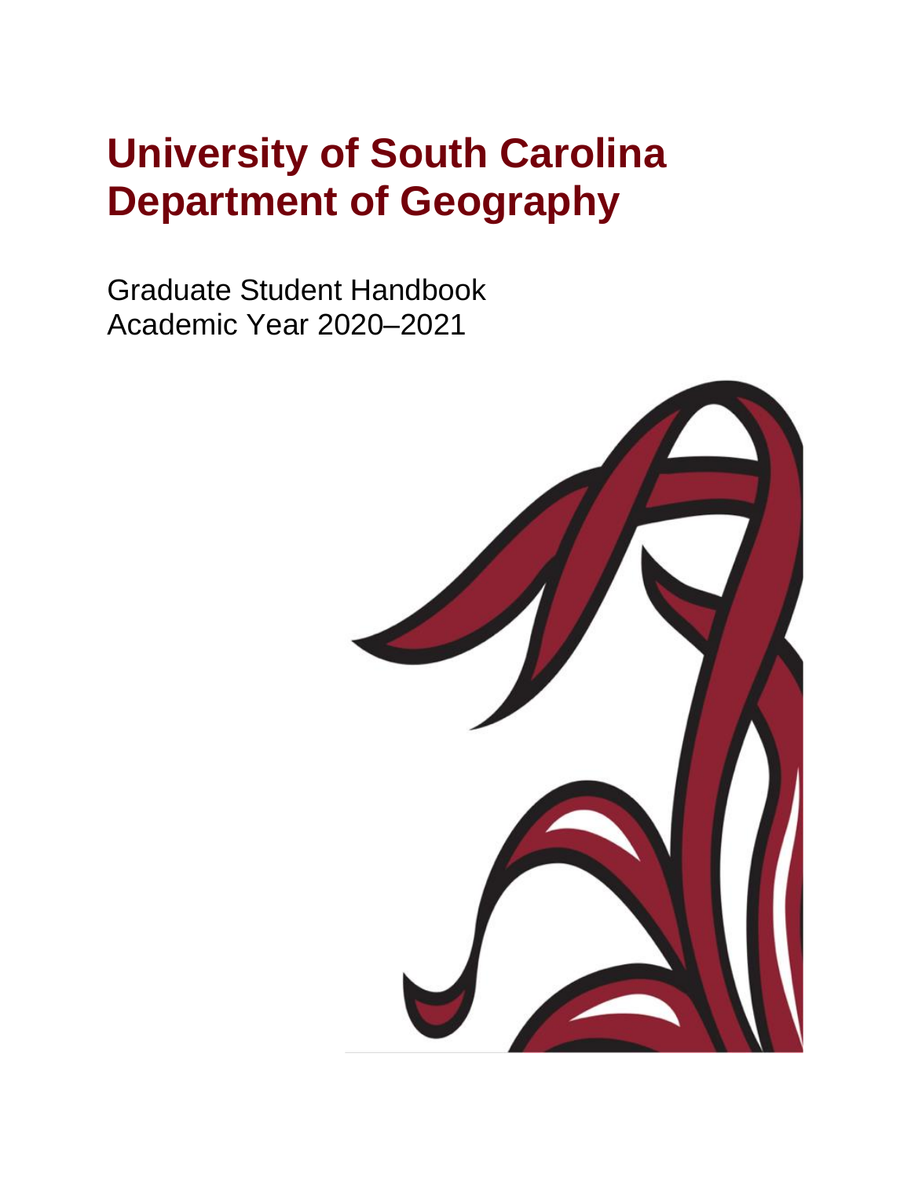# University of South Carolina
# Department of Geography

Graduate Student Handbook
Academic Year 2020–2021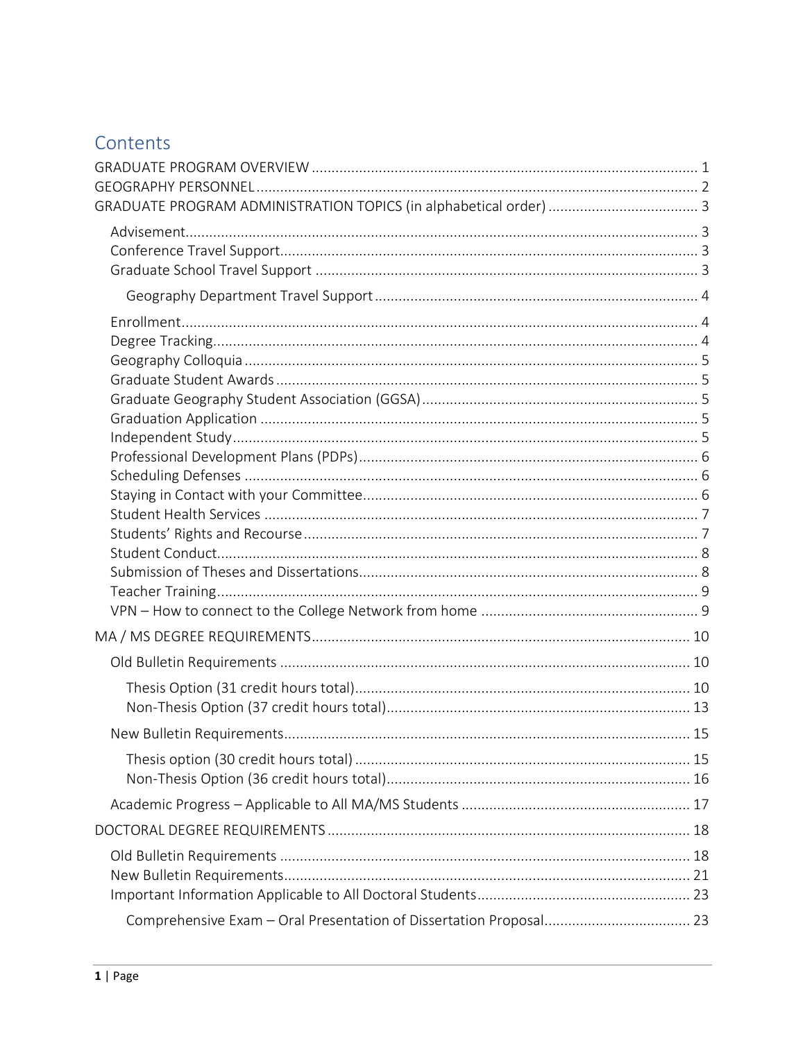# Contents

GRADUATE PROGRAM OVERVIEW ........ 1
GEOGRAPHY PERSONNEL ........ 2
GRADUATE PROGRAM ADMINISTRATION TOPICS (in alphabetical order) ........ 3

- Advisement ........ 3
- Conference Travel Support ........ 3
- Graduate School Travel Support ........ 3
  - Geography Department Travel Support ........ 4
- Enrollment ........ 4
- Degree Tracking ........ 4
- Geography Colloquia ........ 5
- Graduate Student Awards ........ 5
- Graduate Geography Student Association (GGSA) ........ 5
- Graduation Application ........ 5
- Independent Study ........ 5
- Professional Development Plans (PDPs) ........ 6
- Scheduling Defenses ........ 6
- Staying in Contact with your Committee ........ 6
- Student Health Services ........ 7
- Students' Rights and Recourse ........ 7
- Student Conduct ........ 8
- Submission of Theses and Dissertations ........ 8
- Teacher Training ........ 9
- VPN – How to connect to the College Network from home ........ 9

MA / MS DEGREE REQUIREMENTS ........ 10

- Old Bulletin Requirements ........ 10
  - Thesis Option (31 credit hours total) ........ 10
  - Non-Thesis Option (37 credit hours total) ........ 13
- New Bulletin Requirements ........ 15
  - Thesis option (30 credit hours total) ........ 15
  - Non-Thesis Option (36 credit hours total) ........ 16
- Academic Progress – Applicable to All MA/MS Students ........ 17

DOCTORAL DEGREE REQUIREMENTS ........ 18

- Old Bulletin Requirements ........ 18
- New Bulletin Requirements ........ 21
- Important Information Applicable to All Doctoral Students ........ 23
  - Comprehensive Exam – Oral Presentation of Dissertation Proposal ........ 23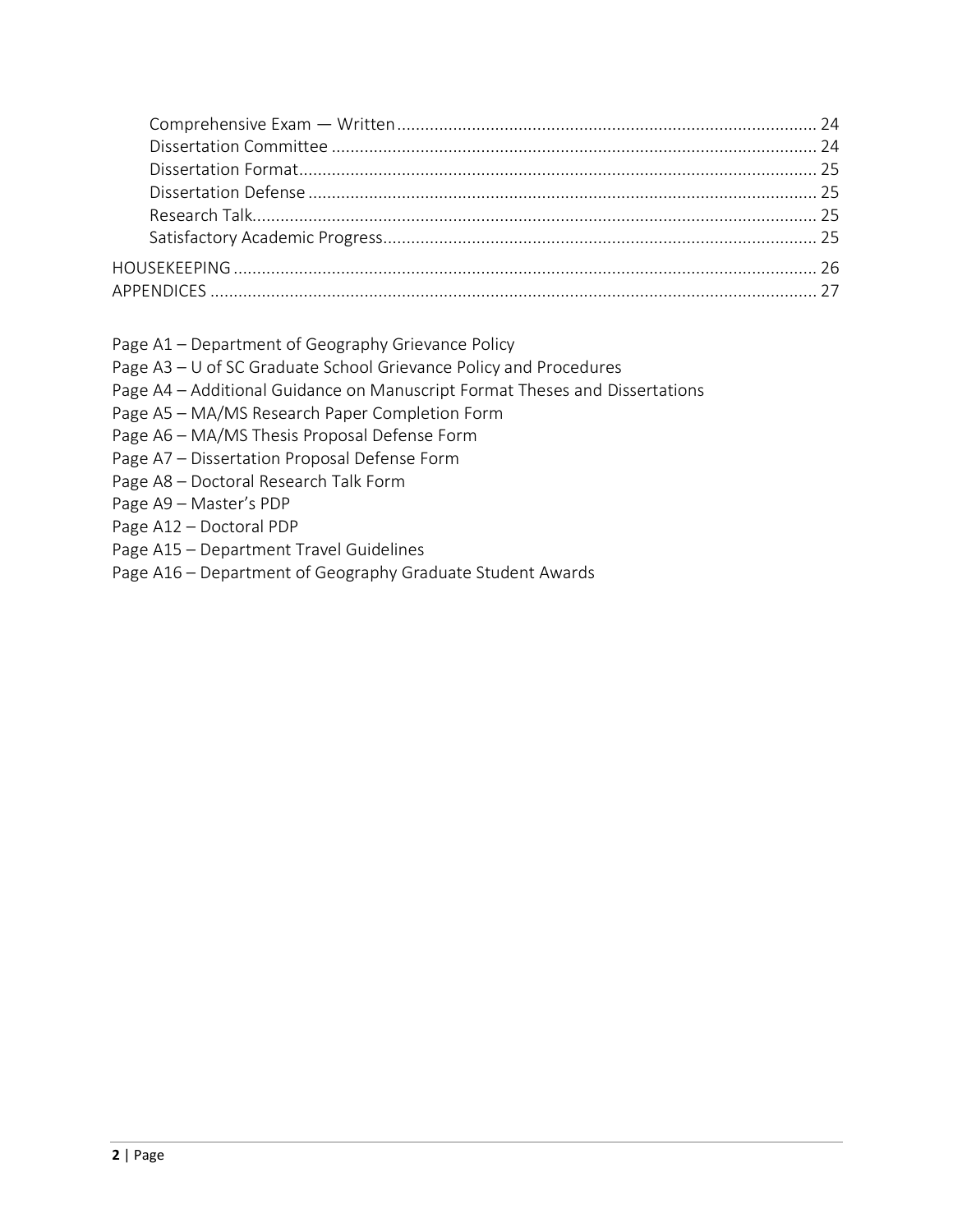Comprehensive Exam — Written ........................................................................................ 24
Dissertation Committee ...................................................................................................... 24
Dissertation Format............................................................................................................. 25
Dissertation Defense ........................................................................................................... 25
Research Talk....................................................................................................................... 25
Satisfactory Academic Progress........................................................................................... 25

HOUSEKEEPING ........................................................................................................................... 26
APPENDICES ................................................................................................................................ 27

Page A1 – Department of Geography Grievance Policy
Page A3 – U of SC Graduate School Grievance Policy and Procedures
Page A4 – Additional Guidance on Manuscript Format Theses and Dissertations
Page A5 – MA/MS Research Paper Completion Form
Page A6 – MA/MS Thesis Proposal Defense Form
Page A7 – Dissertation Proposal Defense Form
Page A8 – Doctoral Research Talk Form
Page A9 – Master's PDP
Page A12 – Doctoral PDP
Page A15 – Department Travel Guidelines
Page A16 – Department of Geography Graduate Student Awards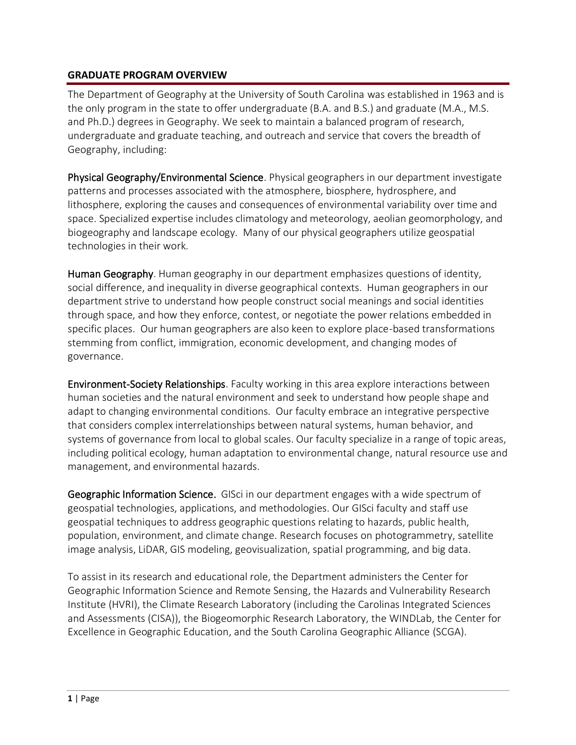## GRADUATE PROGRAM OVERVIEW

The Department of Geography at the University of South Carolina was established in 1963 and is the only program in the state to offer undergraduate (B.A. and B.S.) and graduate (M.A., M.S. and Ph.D.) degrees in Geography. We seek to maintain a balanced program of research, undergraduate and graduate teaching, and outreach and service that covers the breadth of Geography, including:

**Physical Geography/Environmental Science**. Physical geographers in our department investigate patterns and processes associated with the atmosphere, biosphere, hydrosphere, and lithosphere, exploring the causes and consequences of environmental variability over time and space. Specialized expertise includes climatology and meteorology, aeolian geomorphology, and biogeography and landscape ecology. Many of our physical geographers utilize geospatial technologies in their work.

**Human Geography**. Human geography in our department emphasizes questions of identity, social difference, and inequality in diverse geographical contexts. Human geographers in our department strive to understand how people construct social meanings and social identities through space, and how they enforce, contest, or negotiate the power relations embedded in specific places. Our human geographers are also keen to explore place-based transformations stemming from conflict, immigration, economic development, and changing modes of governance.

**Environment-Society Relationships**. Faculty working in this area explore interactions between human societies and the natural environment and seek to understand how people shape and adapt to changing environmental conditions. Our faculty embrace an integrative perspective that considers complex interrelationships between natural systems, human behavior, and systems of governance from local to global scales. Our faculty specialize in a range of topic areas, including political ecology, human adaptation to environmental change, natural resource use and management, and environmental hazards.

**Geographic Information Science.** GISci in our department engages with a wide spectrum of geospatial technologies, applications, and methodologies. Our GISci faculty and staff use geospatial techniques to address geographic questions relating to hazards, public health, population, environment, and climate change. Research focuses on photogrammetry, satellite image analysis, LiDAR, GIS modeling, geovisualization, spatial programming, and big data.

To assist in its research and educational role, the Department administers the Center for Geographic Information Science and Remote Sensing, the Hazards and Vulnerability Research Institute (HVRI), the Climate Research Laboratory (including the Carolinas Integrated Sciences and Assessments (CISA)), the Biogeomorphic Research Laboratory, the WINDLab, the Center for Excellence in Geographic Education, and the South Carolina Geographic Alliance (SCGA).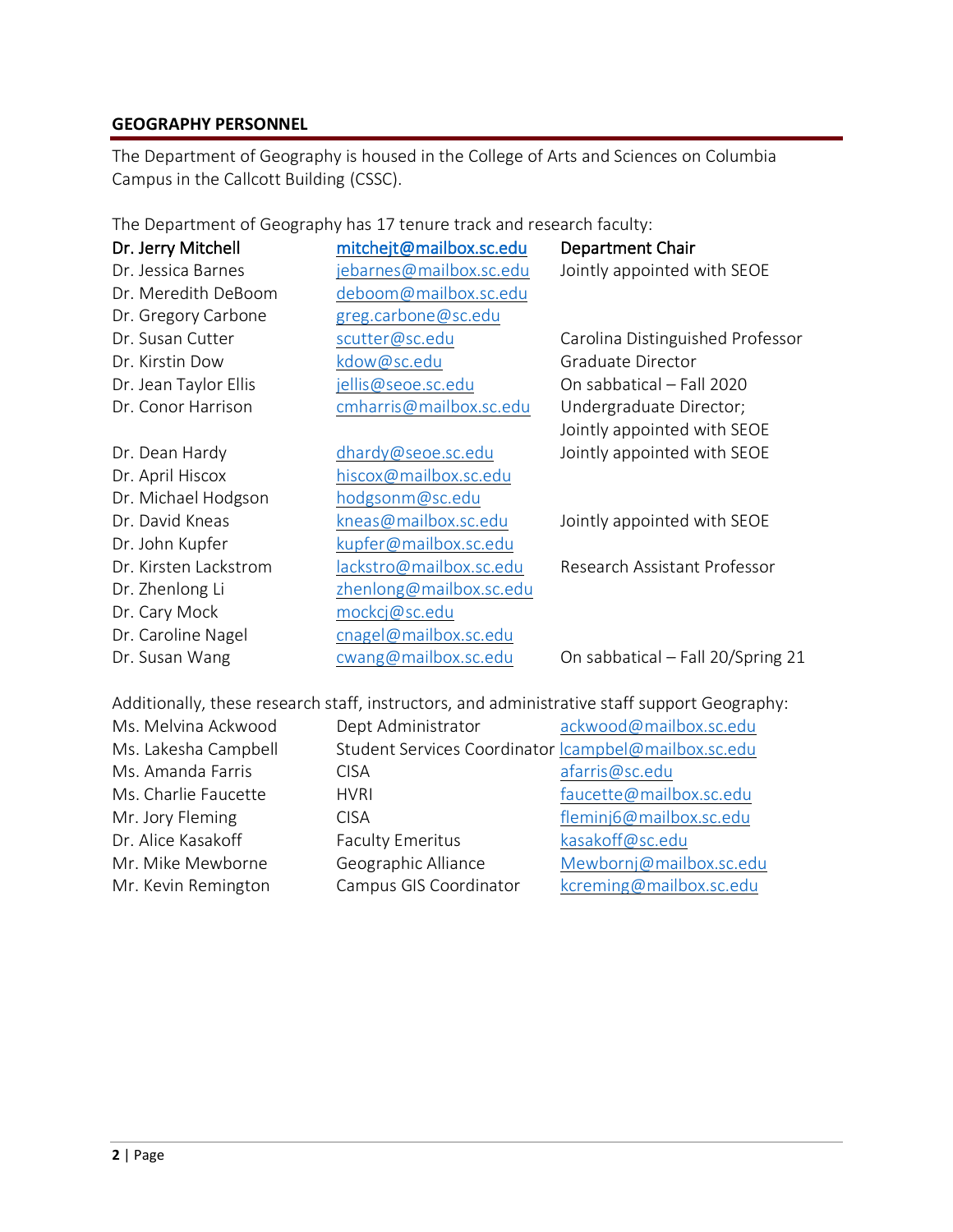## GEOGRAPHY PERSONNEL

The Department of Geography is housed in the College of Arts and Sciences on Columbia Campus in the Callcott Building (CSSC).

The Department of Geography has 17 tenure track and research faculty:

| | | |
|---|---|---|
| **Dr. Jerry Mitchell** | **mitchejt@mailbox.sc.edu** | **Department Chair** |
| Dr. Jessica Barnes | jebarnes@mailbox.sc.edu | Jointly appointed with SEOE |
| Dr. Meredith DeBoom | deboom@mailbox.sc.edu | |
| Dr. Gregory Carbone | greg.carbone@sc.edu | |
| Dr. Susan Cutter | scutter@sc.edu | Carolina Distinguished Professor |
| Dr. Kirstin Dow | kdow@sc.edu | Graduate Director |
| Dr. Jean Taylor Ellis | jellis@seoe.sc.edu | On sabbatical – Fall 2020 |
| Dr. Conor Harrison | cmharris@mailbox.sc.edu | Undergraduate Director; Jointly appointed with SEOE |
| Dr. Dean Hardy | dhardy@seoe.sc.edu | Jointly appointed with SEOE |
| Dr. April Hiscox | hiscox@mailbox.sc.edu | |
| Dr. Michael Hodgson | hodgsonm@sc.edu | |
| Dr. David Kneas | kneas@mailbox.sc.edu | Jointly appointed with SEOE |
| Dr. John Kupfer | kupfer@mailbox.sc.edu | |
| Dr. Kirsten Lackstrom | lackstro@mailbox.sc.edu | Research Assistant Professor |
| Dr. Zhenlong Li | zhenlong@mailbox.sc.edu | |
| Dr. Cary Mock | mockcj@sc.edu | |
| Dr. Caroline Nagel | cnagel@mailbox.sc.edu | |
| Dr. Susan Wang | cwang@mailbox.sc.edu | On sabbatical – Fall 20/Spring 21 |

Additionally, these research staff, instructors, and administrative staff support Geography:

| | | |
|---|---|---|
| Ms. Melvina Ackwood | Dept Administrator | ackwood@mailbox.sc.edu |
| Ms. Lakesha Campbell | Student Services Coordinator | lcampbel@mailbox.sc.edu |
| Ms. Amanda Farris | CISA | afarris@sc.edu |
| Ms. Charlie Faucette | HVRI | faucette@mailbox.sc.edu |
| Mr. Jory Fleming | CISA | fleminj6@mailbox.sc.edu |
| Dr. Alice Kasakoff | Faculty Emeritus | kasakoff@sc.edu |
| Mr. Mike Mewborne | Geographic Alliance | Mewbornj@mailbox.sc.edu |
| Mr. Kevin Remington | Campus GIS Coordinator | kcreming@mailbox.sc.edu |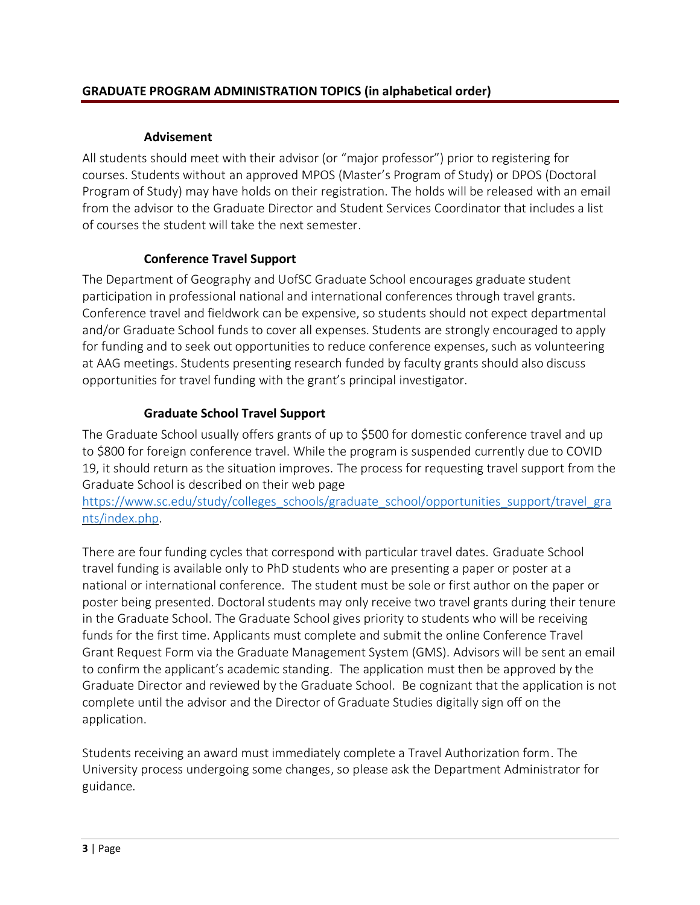## GRADUATE PROGRAM ADMINISTRATION TOPICS (in alphabetical order)

### Advisement

All students should meet with their advisor (or "major professor") prior to registering for courses. Students without an approved MPOS (Master's Program of Study) or DPOS (Doctoral Program of Study) may have holds on their registration. The holds will be released with an email from the advisor to the Graduate Director and Student Services Coordinator that includes a list of courses the student will take the next semester.

### Conference Travel Support

The Department of Geography and UofSC Graduate School encourages graduate student participation in professional national and international conferences through travel grants. Conference travel and fieldwork can be expensive, so students should not expect departmental and/or Graduate School funds to cover all expenses. Students are strongly encouraged to apply for funding and to seek out opportunities to reduce conference expenses, such as volunteering at AAG meetings. Students presenting research funded by faculty grants should also discuss opportunities for travel funding with the grant's principal investigator.

### Graduate School Travel Support

The Graduate School usually offers grants of up to $500 for domestic conference travel and up to $800 for foreign conference travel. While the program is suspended currently due to COVID 19, it should return as the situation improves. The process for requesting travel support from the Graduate School is described on their web page [https://www.sc.edu/study/colleges_schools/graduate_school/opportunities_support/travel_grants/index.php](https://www.sc.edu/study/colleges_schools/graduate_school/opportunities_support/travel_grants/index.php).

There are four funding cycles that correspond with particular travel dates. Graduate School travel funding is available only to PhD students who are presenting a paper or poster at a national or international conference. The student must be sole or first author on the paper or poster being presented. Doctoral students may only receive two travel grants during their tenure in the Graduate School. The Graduate School gives priority to students who will be receiving funds for the first time. Applicants must complete and submit the online Conference Travel Grant Request Form via the Graduate Management System (GMS). Advisors will be sent an email to confirm the applicant's academic standing. The application must then be approved by the Graduate Director and reviewed by the Graduate School. Be cognizant that the application is not complete until the advisor and the Director of Graduate Studies digitally sign off on the application.

Students receiving an award must immediately complete a Travel Authorization form. The University process undergoing some changes, so please ask the Department Administrator for guidance.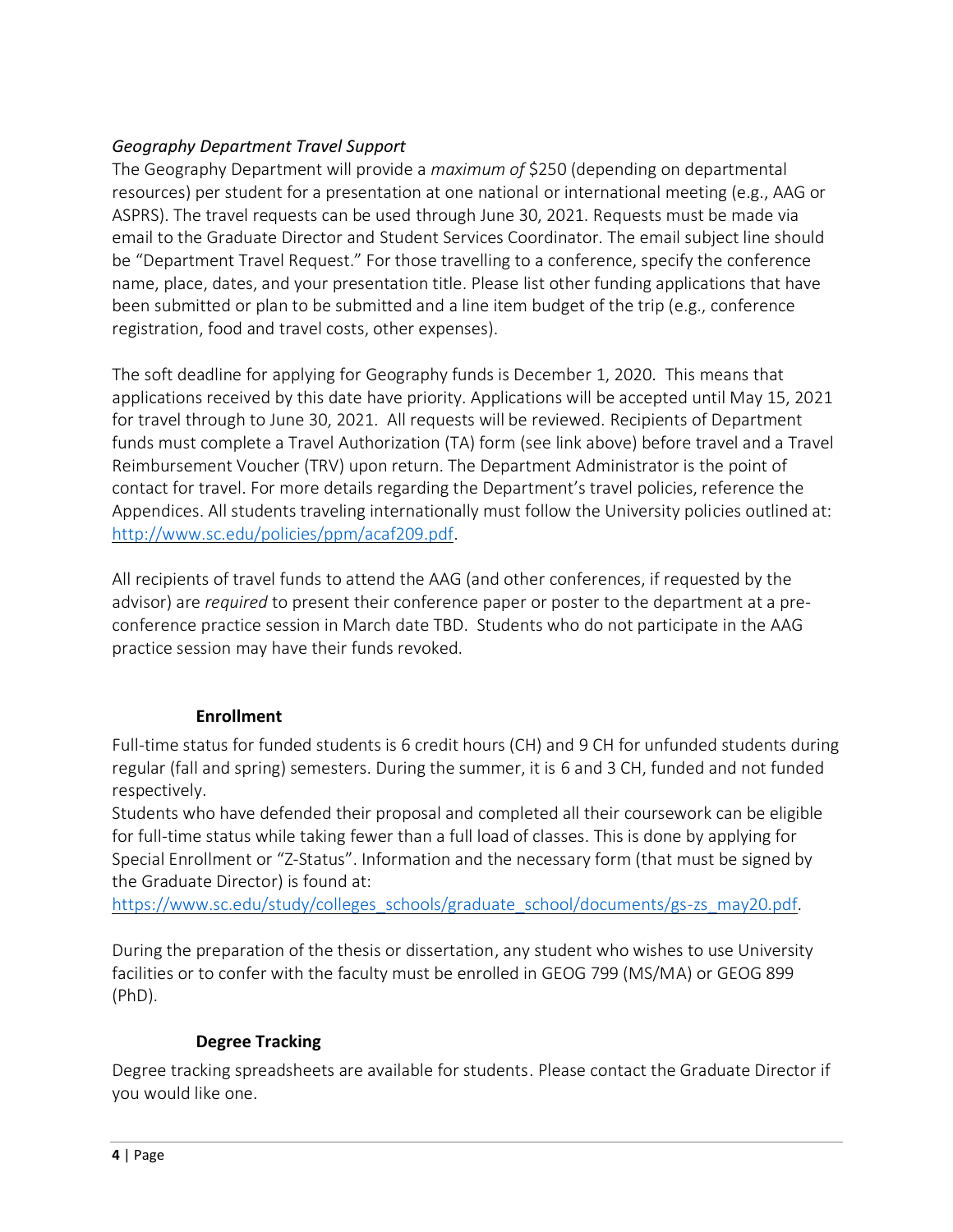*Geography Department Travel Support*

The Geography Department will provide a *maximum of* $250 (depending on departmental resources) per student for a presentation at one national or international meeting (e.g., AAG or ASPRS). The travel requests can be used through June 30, 2021. Requests must be made via email to the Graduate Director and Student Services Coordinator. The email subject line should be "Department Travel Request." For those travelling to a conference, specify the conference name, place, dates, and your presentation title. Please list other funding applications that have been submitted or plan to be submitted and a line item budget of the trip (e.g., conference registration, food and travel costs, other expenses).

The soft deadline for applying for Geography funds is December 1, 2020. This means that applications received by this date have priority. Applications will be accepted until May 15, 2021 for travel through to June 30, 2021. All requests will be reviewed. Recipients of Department funds must complete a Travel Authorization (TA) form (see link above) before travel and a Travel Reimbursement Voucher (TRV) upon return. The Department Administrator is the point of contact for travel. For more details regarding the Department's travel policies, reference the Appendices. All students traveling internationally must follow the University policies outlined at: http://www.sc.edu/policies/ppm/acaf209.pdf.

All recipients of travel funds to attend the AAG (and other conferences, if requested by the advisor) are *required* to present their conference paper or poster to the department at a pre-conference practice session in March date TBD. Students who do not participate in the AAG practice session may have their funds revoked.

### Enrollment

Full-time status for funded students is 6 credit hours (CH) and 9 CH for unfunded students during regular (fall and spring) semesters. During the summer, it is 6 and 3 CH, funded and not funded respectively.

Students who have defended their proposal and completed all their coursework can be eligible for full-time status while taking fewer than a full load of classes. This is done by applying for Special Enrollment or "Z-Status". Information and the necessary form (that must be signed by the Graduate Director) is found at: https://www.sc.edu/study/colleges_schools/graduate_school/documents/gs-zs_may20.pdf.

During the preparation of the thesis or dissertation, any student who wishes to use University facilities or to confer with the faculty must be enrolled in GEOG 799 (MS/MA) or GEOG 899 (PhD).

### Degree Tracking

Degree tracking spreadsheets are available for students. Please contact the Graduate Director if you would like one.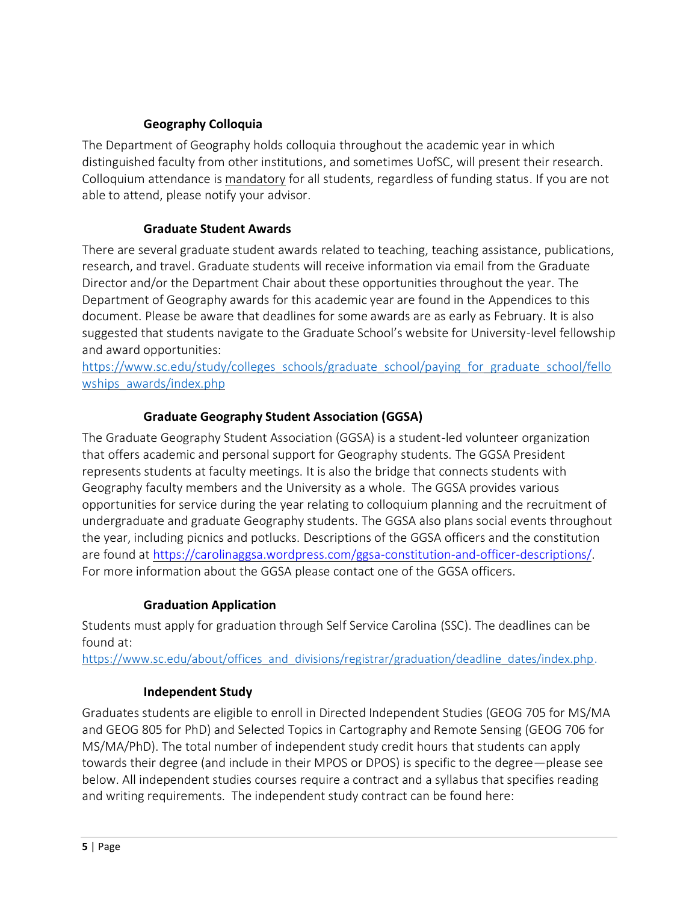### Geography Colloquia

The Department of Geography holds colloquia throughout the academic year in which distinguished faculty from other institutions, and sometimes UofSC, will present their research. Colloquium attendance is mandatory for all students, regardless of funding status. If you are not able to attend, please notify your advisor.

### Graduate Student Awards

There are several graduate student awards related to teaching, teaching assistance, publications, research, and travel. Graduate students will receive information via email from the Graduate Director and/or the Department Chair about these opportunities throughout the year. The Department of Geography awards for this academic year are found in the Appendices to this document. Please be aware that deadlines for some awards are as early as February. It is also suggested that students navigate to the Graduate School's website for University-level fellowship and award opportunities:
https://www.sc.edu/study/colleges_schools/graduate_school/paying_for_graduate_school/fellowships_awards/index.php

### Graduate Geography Student Association (GGSA)

The Graduate Geography Student Association (GGSA) is a student-led volunteer organization that offers academic and personal support for Geography students. The GGSA President represents students at faculty meetings. It is also the bridge that connects students with Geography faculty members and the University as a whole. The GGSA provides various opportunities for service during the year relating to colloquium planning and the recruitment of undergraduate and graduate Geography students. The GGSA also plans social events throughout the year, including picnics and potlucks. Descriptions of the GGSA officers and the constitution are found at https://carolinaggsa.wordpress.com/ggsa-constitution-and-officer-descriptions/. For more information about the GGSA please contact one of the GGSA officers.

### Graduation Application

Students must apply for graduation through Self Service Carolina (SSC). The deadlines can be found at:
https://www.sc.edu/about/offices_and_divisions/registrar/graduation/deadline_dates/index.php.

### Independent Study

Graduates students are eligible to enroll in Directed Independent Studies (GEOG 705 for MS/MA and GEOG 805 for PhD) and Selected Topics in Cartography and Remote Sensing (GEOG 706 for MS/MA/PhD). The total number of independent study credit hours that students can apply towards their degree (and include in their MPOS or DPOS) is specific to the degree—please see below. All independent studies courses require a contract and a syllabus that specifies reading and writing requirements. The independent study contract can be found here: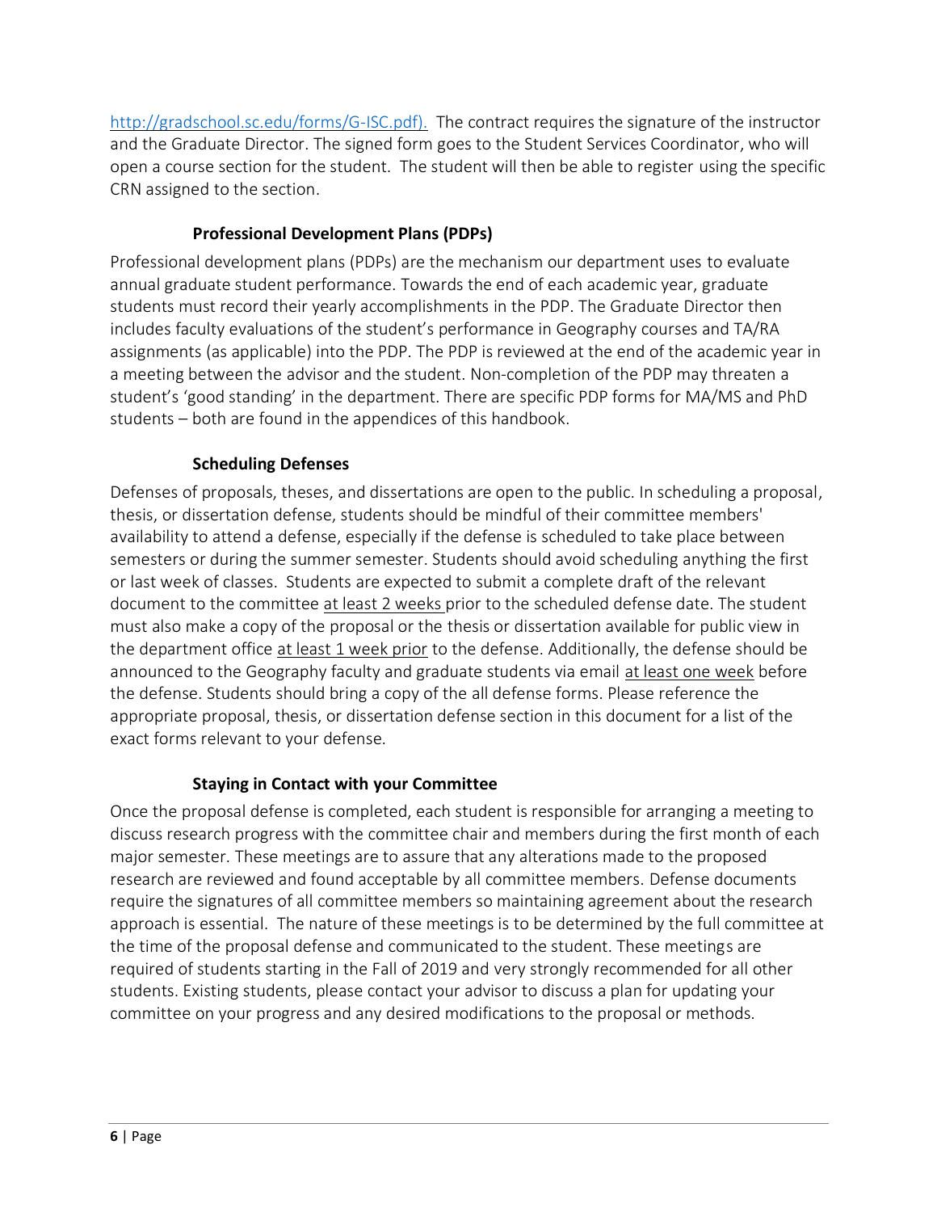http://gradschool.sc.edu/forms/G-ISC.pdf). The contract requires the signature of the instructor and the Graduate Director. The signed form goes to the Student Services Coordinator, who will open a course section for the student. The student will then be able to register using the specific CRN assigned to the section.

### Professional Development Plans (PDPs)

Professional development plans (PDPs) are the mechanism our department uses to evaluate annual graduate student performance. Towards the end of each academic year, graduate students must record their yearly accomplishments in the PDP. The Graduate Director then includes faculty evaluations of the student's performance in Geography courses and TA/RA assignments (as applicable) into the PDP. The PDP is reviewed at the end of the academic year in a meeting between the advisor and the student. Non-completion of the PDP may threaten a student's 'good standing' in the department. There are specific PDP forms for MA/MS and PhD students – both are found in the appendices of this handbook.

### Scheduling Defenses

Defenses of proposals, theses, and dissertations are open to the public. In scheduling a proposal, thesis, or dissertation defense, students should be mindful of their committee members' availability to attend a defense, especially if the defense is scheduled to take place between semesters or during the summer semester. Students should avoid scheduling anything the first or last week of classes. Students are expected to submit a complete draft of the relevant document to the committee <u>at least 2 weeks</u> prior to the scheduled defense date. The student must also make a copy of the proposal or the thesis or dissertation available for public view in the department office <u>at least 1 week prior</u> to the defense. Additionally, the defense should be announced to the Geography faculty and graduate students via email <u>at least one week</u> before the defense. Students should bring a copy of the all defense forms. Please reference the appropriate proposal, thesis, or dissertation defense section in this document for a list of the exact forms relevant to your defense.

### Staying in Contact with your Committee

Once the proposal defense is completed, each student is responsible for arranging a meeting to discuss research progress with the committee chair and members during the first month of each major semester. These meetings are to assure that any alterations made to the proposed research are reviewed and found acceptable by all committee members. Defense documents require the signatures of all committee members so maintaining agreement about the research approach is essential. The nature of these meetings is to be determined by the full committee at the time of the proposal defense and communicated to the student. These meetings are required of students starting in the Fall of 2019 and very strongly recommended for all other students. Existing students, please contact your advisor to discuss a plan for updating your committee on your progress and any desired modifications to the proposal or methods.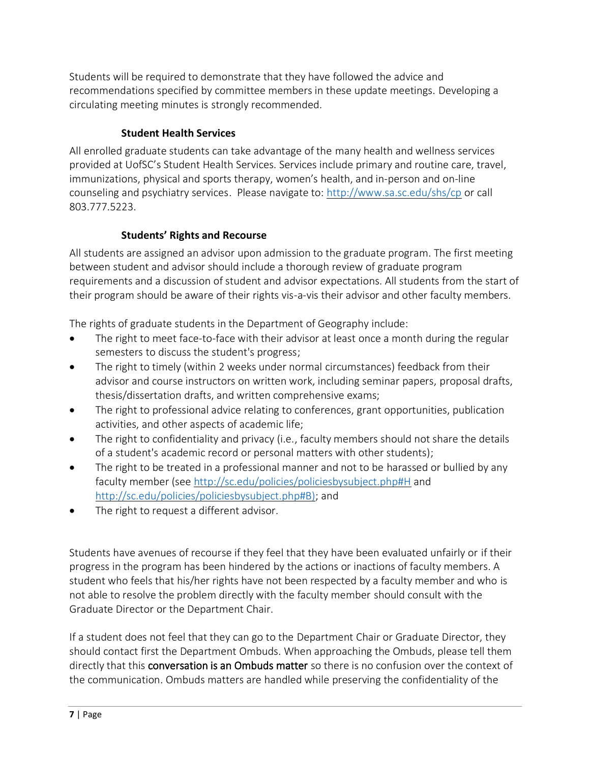Students will be required to demonstrate that they have followed the advice and recommendations specified by committee members in these update meetings. Developing a circulating meeting minutes is strongly recommended.

### Student Health Services

All enrolled graduate students can take advantage of the many health and wellness services provided at UofSC's Student Health Services. Services include primary and routine care, travel, immunizations, physical and sports therapy, women's health, and in-person and on-line counseling and psychiatry services. Please navigate to: http://www.sa.sc.edu/shs/cp or call 803.777.5223.

### Students' Rights and Recourse

All students are assigned an advisor upon admission to the graduate program. The first meeting between student and advisor should include a thorough review of graduate program requirements and a discussion of student and advisor expectations. All students from the start of their program should be aware of their rights vis-a-vis their advisor and other faculty members.

The rights of graduate students in the Department of Geography include:

- The right to meet face-to-face with their advisor at least once a month during the regular semesters to discuss the student's progress;
- The right to timely (within 2 weeks under normal circumstances) feedback from their advisor and course instructors on written work, including seminar papers, proposal drafts, thesis/dissertation drafts, and written comprehensive exams;
- The right to professional advice relating to conferences, grant opportunities, publication activities, and other aspects of academic life;
- The right to confidentiality and privacy (i.e., faculty members should not share the details of a student's academic record or personal matters with other students);
- The right to be treated in a professional manner and not to be harassed or bullied by any faculty member (see http://sc.edu/policies/policiesbysubject.php#H and http://sc.edu/policies/policiesbysubject.php#B); and
- The right to request a different advisor.

Students have avenues of recourse if they feel that they have been evaluated unfairly or if their progress in the program has been hindered by the actions or inactions of faculty members. A student who feels that his/her rights have not been respected by a faculty member and who is not able to resolve the problem directly with the faculty member should consult with the Graduate Director or the Department Chair.

If a student does not feel that they can go to the Department Chair or Graduate Director, they should contact first the Department Ombuds. When approaching the Ombuds, please tell them directly that this conversation is an Ombuds matter so there is no confusion over the context of the communication. Ombuds matters are handled while preserving the confidentiality of the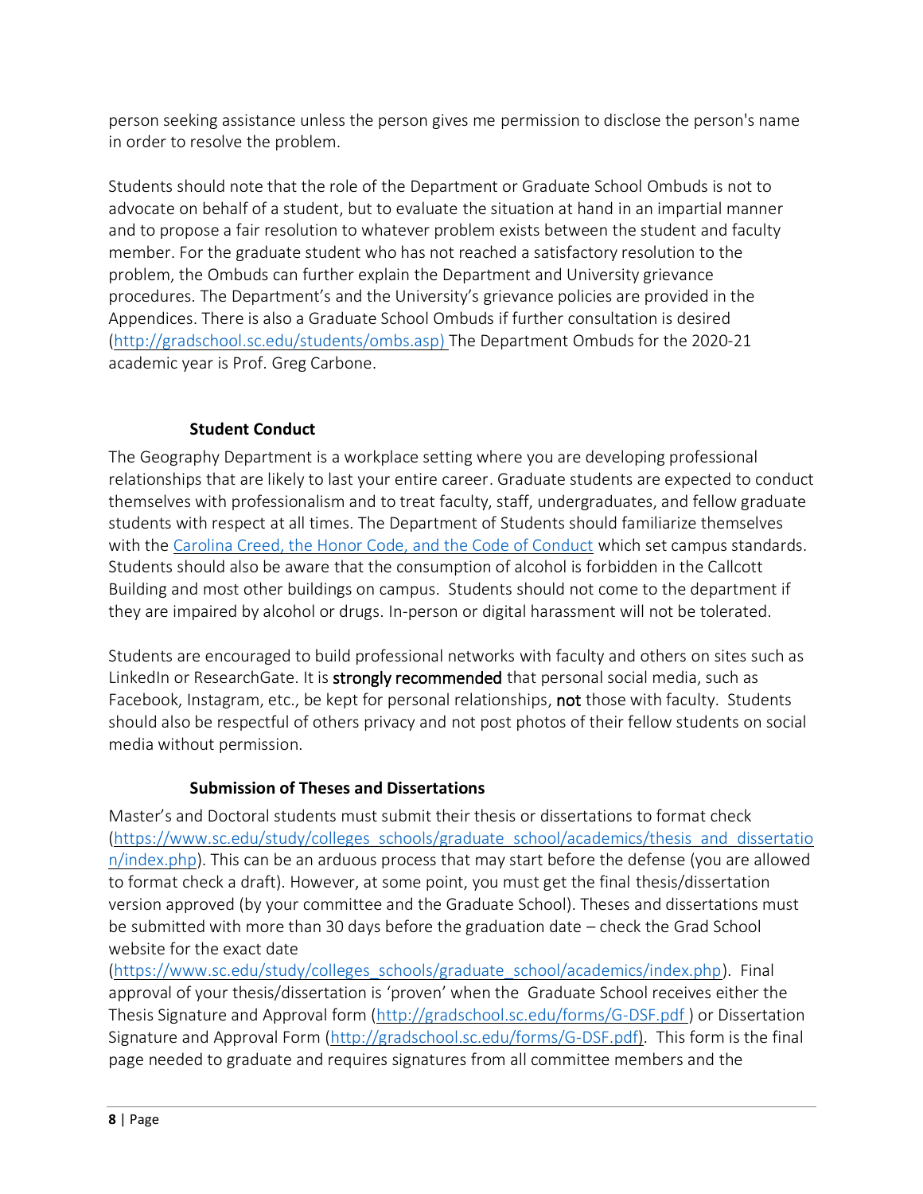person seeking assistance unless the person gives me permission to disclose the person's name in order to resolve the problem.

Students should note that the role of the Department or Graduate School Ombuds is not to advocate on behalf of a student, but to evaluate the situation at hand in an impartial manner and to propose a fair resolution to whatever problem exists between the student and faculty member. For the graduate student who has not reached a satisfactory resolution to the problem, the Ombuds can further explain the Department and University grievance procedures. The Department's and the University's grievance policies are provided in the Appendices. There is also a Graduate School Ombuds if further consultation is desired (http://gradschool.sc.edu/students/ombs.asp) The Department Ombuds for the 2020-21 academic year is Prof. Greg Carbone.

### Student Conduct

The Geography Department is a workplace setting where you are developing professional relationships that are likely to last your entire career. Graduate students are expected to conduct themselves with professionalism and to treat faculty, staff, undergraduates, and fellow graduate students with respect at all times. The Department of Students should familiarize themselves with the Carolina Creed, the Honor Code, and the Code of Conduct which set campus standards. Students should also be aware that the consumption of alcohol is forbidden in the Callcott Building and most other buildings on campus. Students should not come to the department if they are impaired by alcohol or drugs. In-person or digital harassment will not be tolerated.

Students are encouraged to build professional networks with faculty and others on sites such as LinkedIn or ResearchGate. It is **strongly recommended** that personal social media, such as Facebook, Instagram, etc., be kept for personal relationships, **not** those with faculty. Students should also be respectful of others privacy and not post photos of their fellow students on social media without permission.

### Submission of Theses and Dissertations

Master's and Doctoral students must submit their thesis or dissertations to format check (https://www.sc.edu/study/colleges_schools/graduate_school/academics/thesis_and_dissertation/index.php). This can be an arduous process that may start before the defense (you are allowed to format check a draft). However, at some point, you must get the final thesis/dissertation version approved (by your committee and the Graduate School). Theses and dissertations must be submitted with more than 30 days before the graduation date – check the Grad School website for the exact date (https://www.sc.edu/study/colleges_schools/graduate_school/academics/index.php). Final approval of your thesis/dissertation is 'proven' when the Graduate School receives either the Thesis Signature and Approval form (http://gradschool.sc.edu/forms/G-DSF.pdf ) or Dissertation Signature and Approval Form (http://gradschool.sc.edu/forms/G-DSF.pdf). This form is the final page needed to graduate and requires signatures from all committee members and the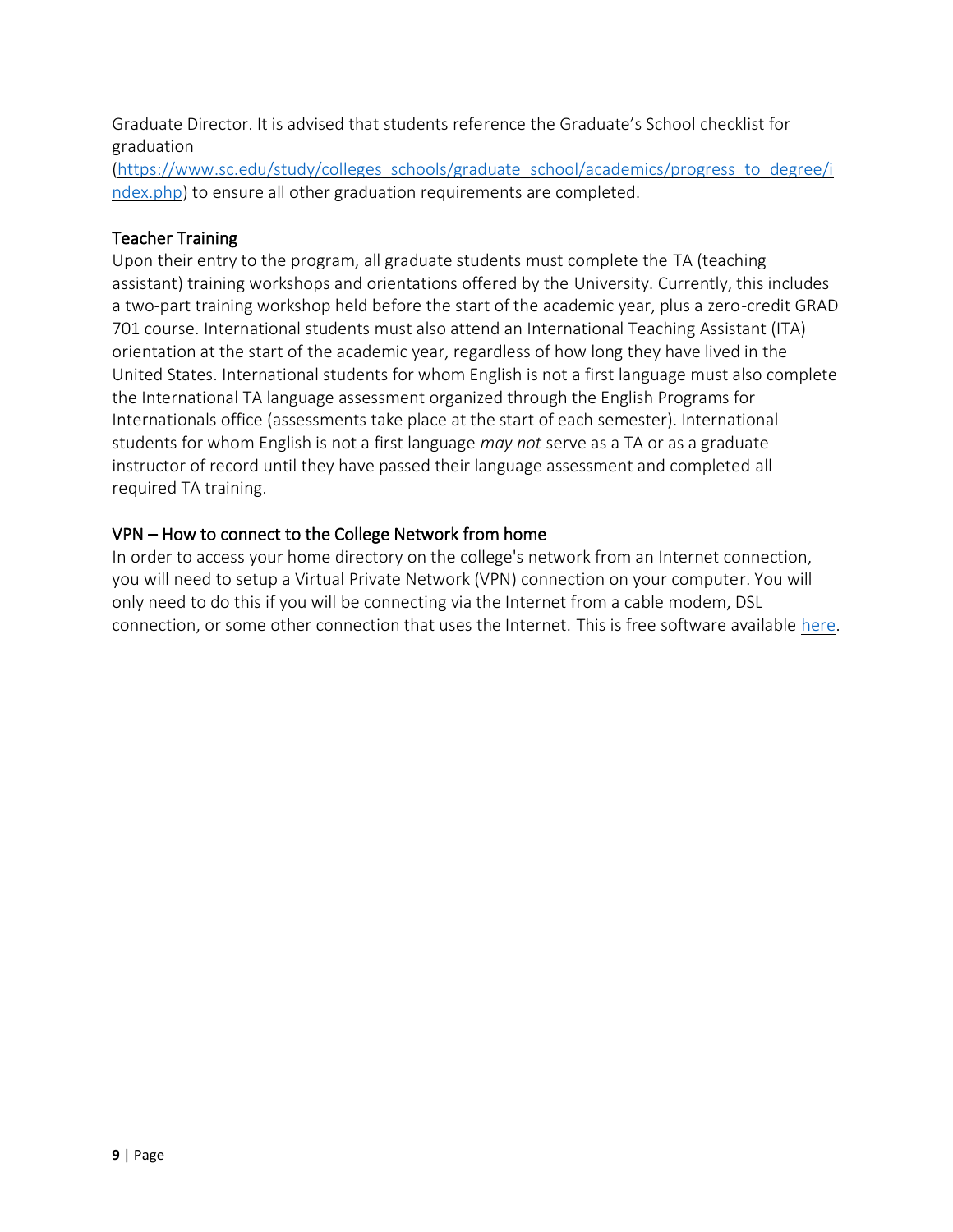Graduate Director. It is advised that students reference the Graduate's School checklist for graduation (https://www.sc.edu/study/colleges_schools/graduate_school/academics/progress_to_degree/index.php) to ensure all other graduation requirements are completed.

## Teacher Training

Upon their entry to the program, all graduate students must complete the TA (teaching assistant) training workshops and orientations offered by the University. Currently, this includes a two-part training workshop held before the start of the academic year, plus a zero-credit GRAD 701 course. International students must also attend an International Teaching Assistant (ITA) orientation at the start of the academic year, regardless of how long they have lived in the United States. International students for whom English is not a first language must also complete the International TA language assessment organized through the English Programs for Internationals office (assessments take place at the start of each semester). International students for whom English is not a first language *may not* serve as a TA or as a graduate instructor of record until they have passed their language assessment and completed all required TA training.

## VPN – How to connect to the College Network from home

In order to access your home directory on the college's network from an Internet connection, you will need to setup a Virtual Private Network (VPN) connection on your computer. You will only need to do this if you will be connecting via the Internet from a cable modem, DSL connection, or some other connection that uses the Internet. This is free software available here.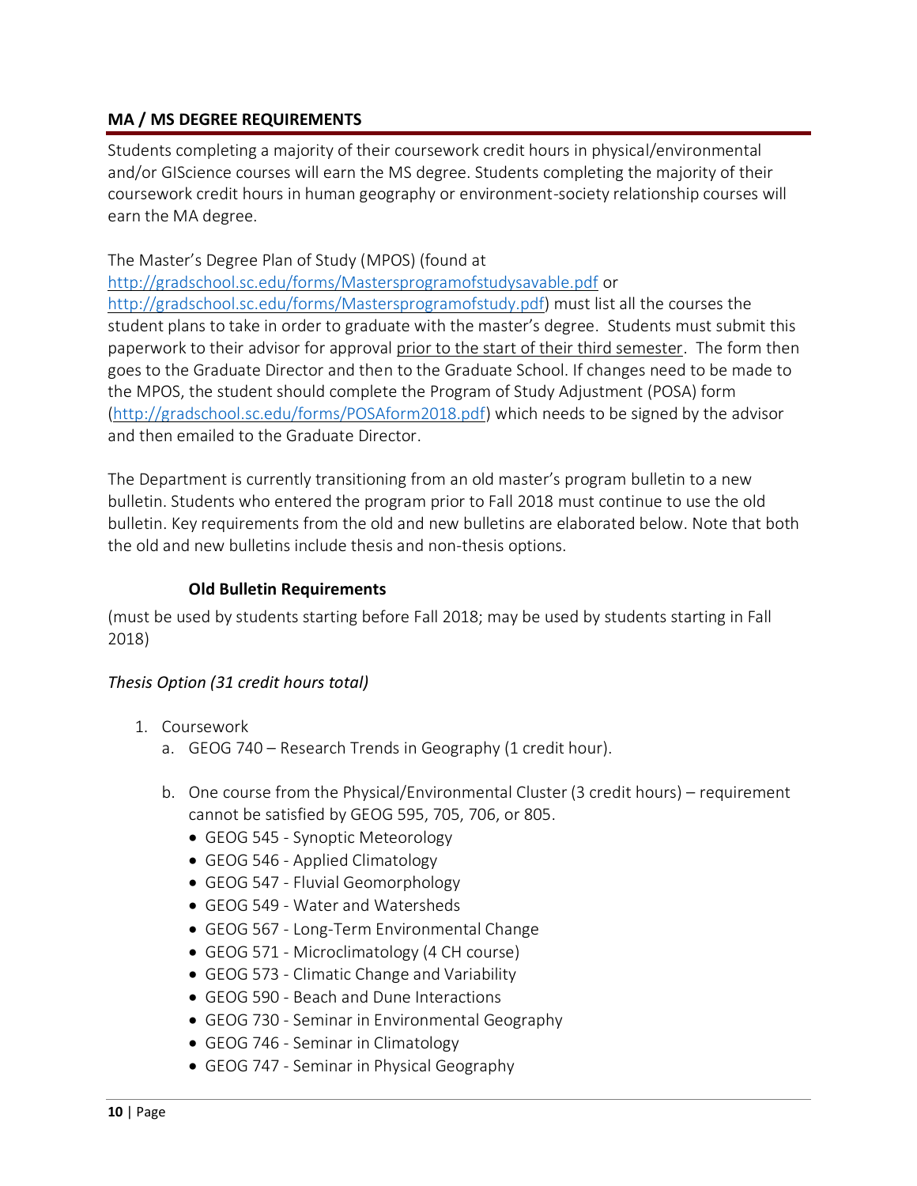## MA / MS DEGREE REQUIREMENTS

Students completing a majority of their coursework credit hours in physical/environmental and/or GIScience courses will earn the MS degree. Students completing the majority of their coursework credit hours in human geography or environment-society relationship courses will earn the MA degree.

The Master's Degree Plan of Study (MPOS) (found at http://gradschool.sc.edu/forms/Mastersprogramofstudysavable.pdf or http://gradschool.sc.edu/forms/Mastersprogramofstudy.pdf) must list all the courses the student plans to take in order to graduate with the master's degree. Students must submit this paperwork to their advisor for approval prior to the start of their third semester. The form then goes to the Graduate Director and then to the Graduate School. If changes need to be made to the MPOS, the student should complete the Program of Study Adjustment (POSA) form (http://gradschool.sc.edu/forms/POSAform2018.pdf) which needs to be signed by the advisor and then emailed to the Graduate Director.

The Department is currently transitioning from an old master's program bulletin to a new bulletin. Students who entered the program prior to Fall 2018 must continue to use the old bulletin. Key requirements from the old and new bulletins are elaborated below. Note that both the old and new bulletins include thesis and non-thesis options.

### Old Bulletin Requirements

(must be used by students starting before Fall 2018; may be used by students starting in Fall 2018)

*Thesis Option (31 credit hours total)*

1. Coursework
   a. GEOG 740 – Research Trends in Geography (1 credit hour).

   b. One course from the Physical/Environmental Cluster (3 credit hours) – requirement cannot be satisfied by GEOG 595, 705, 706, or 805.
      - GEOG 545 - Synoptic Meteorology
      - GEOG 546 - Applied Climatology
      - GEOG 547 - Fluvial Geomorphology
      - GEOG 549 - Water and Watersheds
      - GEOG 567 - Long-Term Environmental Change
      - GEOG 571 - Microclimatology (4 CH course)
      - GEOG 573 - Climatic Change and Variability
      - GEOG 590 - Beach and Dune Interactions
      - GEOG 730 - Seminar in Environmental Geography
      - GEOG 746 - Seminar in Climatology
      - GEOG 747 - Seminar in Physical Geography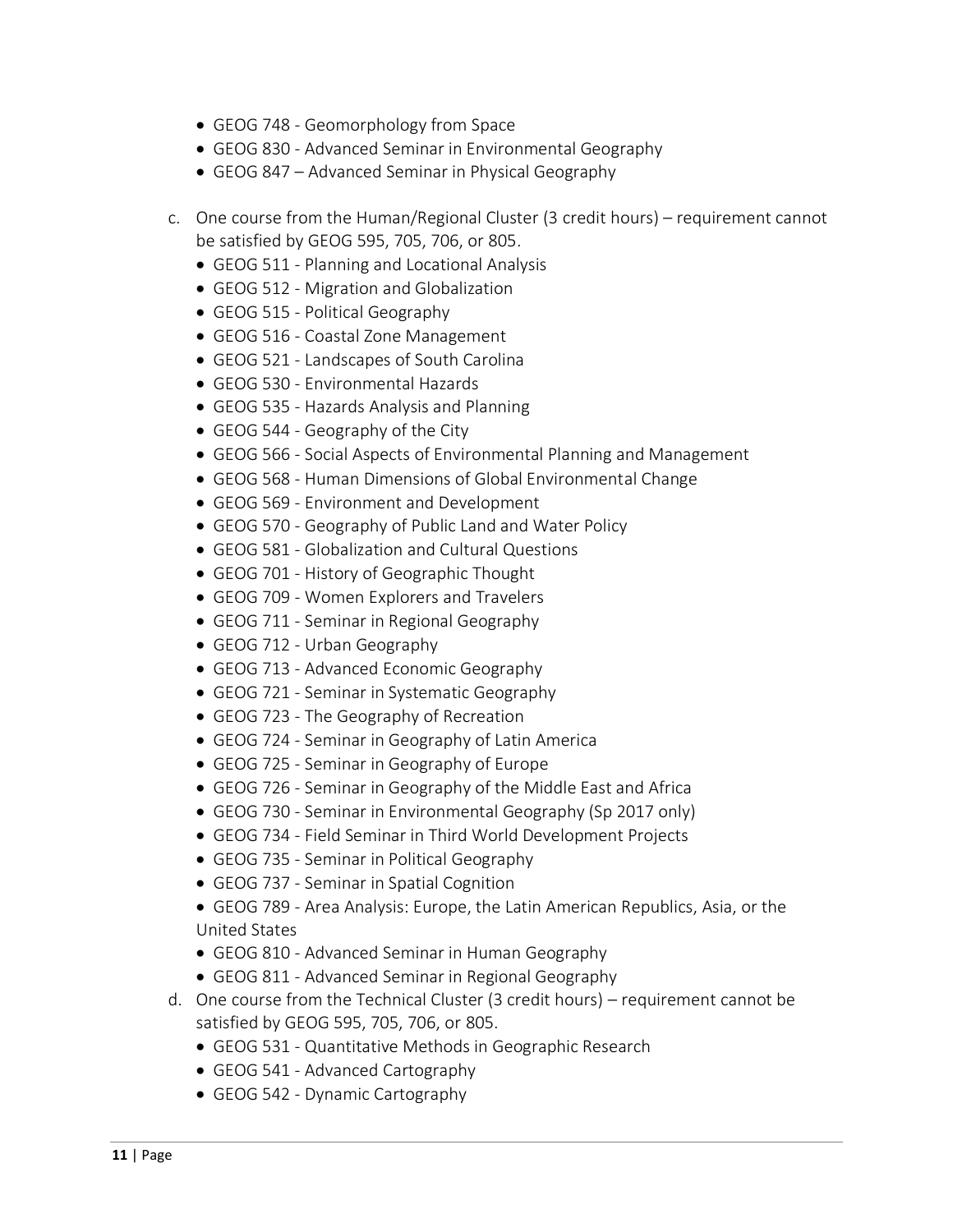- GEOG 748 - Geomorphology from Space
- GEOG 830 - Advanced Seminar in Environmental Geography
- GEOG 847 – Advanced Seminar in Physical Geography

c. One course from the Human/Regional Cluster (3 credit hours) – requirement cannot be satisfied by GEOG 595, 705, 706, or 805.
   - GEOG 511 - Planning and Locational Analysis
   - GEOG 512 - Migration and Globalization
   - GEOG 515 - Political Geography
   - GEOG 516 - Coastal Zone Management
   - GEOG 521 - Landscapes of South Carolina
   - GEOG 530 - Environmental Hazards
   - GEOG 535 - Hazards Analysis and Planning
   - GEOG 544 - Geography of the City
   - GEOG 566 - Social Aspects of Environmental Planning and Management
   - GEOG 568 - Human Dimensions of Global Environmental Change
   - GEOG 569 - Environment and Development
   - GEOG 570 - Geography of Public Land and Water Policy
   - GEOG 581 - Globalization and Cultural Questions
   - GEOG 701 - History of Geographic Thought
   - GEOG 709 - Women Explorers and Travelers
   - GEOG 711 - Seminar in Regional Geography
   - GEOG 712 - Urban Geography
   - GEOG 713 - Advanced Economic Geography
   - GEOG 721 - Seminar in Systematic Geography
   - GEOG 723 - The Geography of Recreation
   - GEOG 724 - Seminar in Geography of Latin America
   - GEOG 725 - Seminar in Geography of Europe
   - GEOG 726 - Seminar in Geography of the Middle East and Africa
   - GEOG 730 - Seminar in Environmental Geography (Sp 2017 only)
   - GEOG 734 - Field Seminar in Third World Development Projects
   - GEOG 735 - Seminar in Political Geography
   - GEOG 737 - Seminar in Spatial Cognition
   - GEOG 789 - Area Analysis: Europe, the Latin American Republics, Asia, or the United States
   - GEOG 810 - Advanced Seminar in Human Geography
   - GEOG 811 - Advanced Seminar in Regional Geography

d. One course from the Technical Cluster (3 credit hours) – requirement cannot be satisfied by GEOG 595, 705, 706, or 805.
   - GEOG 531 - Quantitative Methods in Geographic Research
   - GEOG 541 - Advanced Cartography
   - GEOG 542 - Dynamic Cartography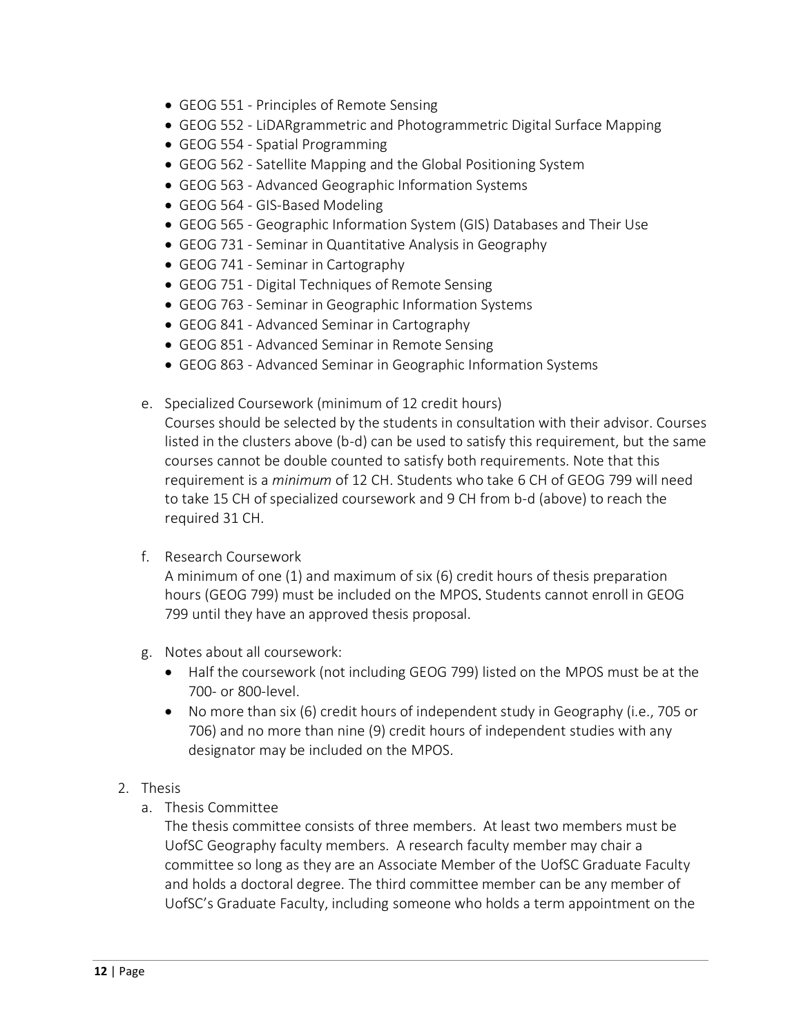- GEOG 551 - Principles of Remote Sensing
- GEOG 552 - LiDARgrammetric and Photogrammetric Digital Surface Mapping
- GEOG 554 - Spatial Programming
- GEOG 562 - Satellite Mapping and the Global Positioning System
- GEOG 563 - Advanced Geographic Information Systems
- GEOG 564 - GIS-Based Modeling
- GEOG 565 - Geographic Information System (GIS) Databases and Their Use
- GEOG 731 - Seminar in Quantitative Analysis in Geography
- GEOG 741 - Seminar in Cartography
- GEOG 751 - Digital Techniques of Remote Sensing
- GEOG 763 - Seminar in Geographic Information Systems
- GEOG 841 - Advanced Seminar in Cartography
- GEOG 851 - Advanced Seminar in Remote Sensing
- GEOG 863 - Advanced Seminar in Geographic Information Systems

e. Specialized Coursework (minimum of 12 credit hours)
   Courses should be selected by the students in consultation with their advisor. Courses listed in the clusters above (b-d) can be used to satisfy this requirement, but the same courses cannot be double counted to satisfy both requirements. Note that this requirement is a *minimum* of 12 CH. Students who take 6 CH of GEOG 799 will need to take 15 CH of specialized coursework and 9 CH from b-d (above) to reach the required 31 CH.

f. Research Coursework
   A minimum of one (1) and maximum of six (6) credit hours of thesis preparation hours (GEOG 799) must be included on the MPOS. Students cannot enroll in GEOG 799 until they have an approved thesis proposal.

g. Notes about all coursework:
   - Half the coursework (not including GEOG 799) listed on the MPOS must be at the 700- or 800-level.
   - No more than six (6) credit hours of independent study in Geography (i.e., 705 or 706) and no more than nine (9) credit hours of independent studies with any designator may be included on the MPOS.

2. Thesis
   a. Thesis Committee
      The thesis committee consists of three members. At least two members must be UofSC Geography faculty members. A research faculty member may chair a committee so long as they are an Associate Member of the UofSC Graduate Faculty and holds a doctoral degree. The third committee member can be any member of UofSC's Graduate Faculty, including someone who holds a term appointment on the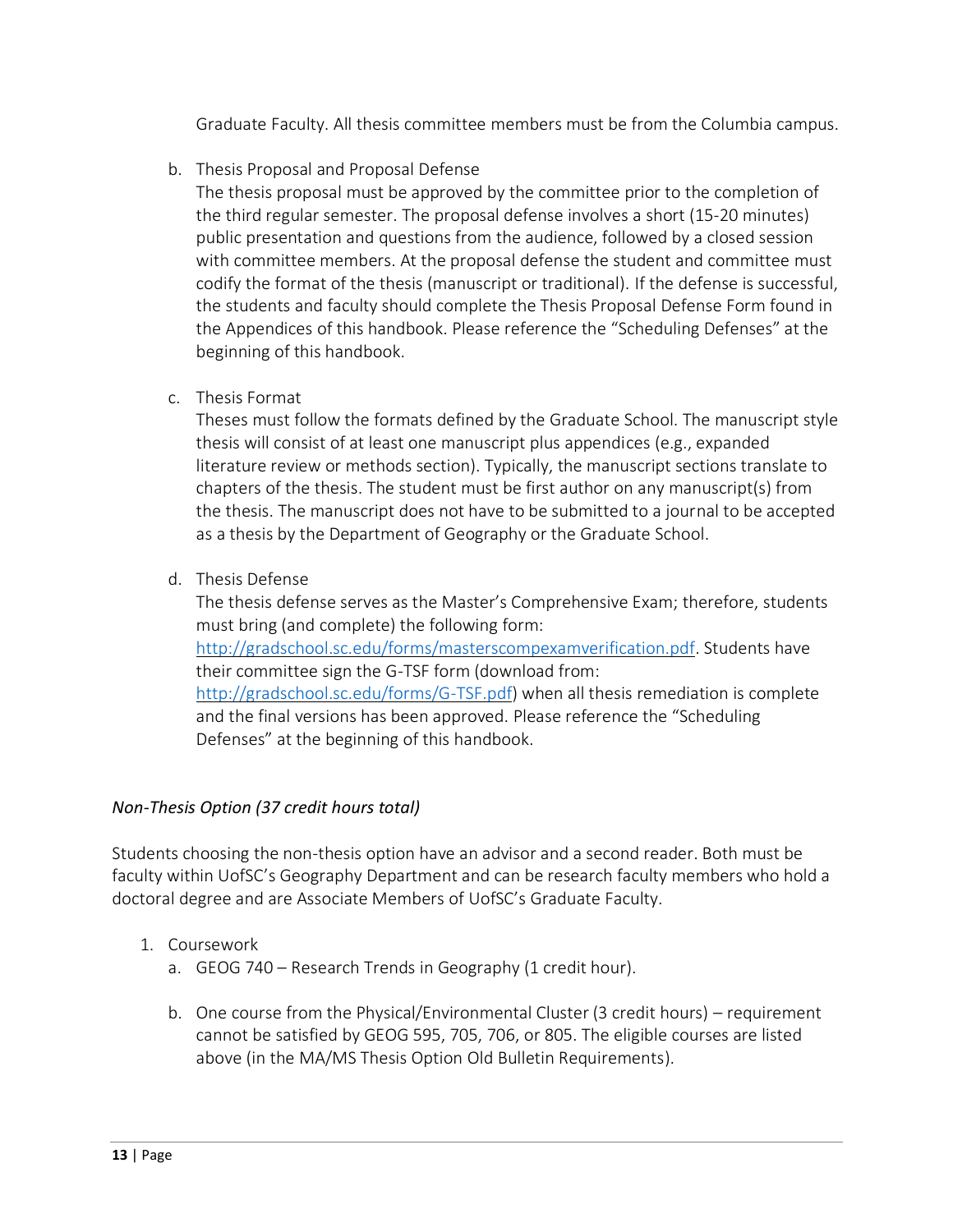Graduate Faculty. All thesis committee members must be from the Columbia campus.

b. Thesis Proposal and Proposal Defense
   The thesis proposal must be approved by the committee prior to the completion of the third regular semester. The proposal defense involves a short (15-20 minutes) public presentation and questions from the audience, followed by a closed session with committee members. At the proposal defense the student and committee must codify the format of the thesis (manuscript or traditional). If the defense is successful, the students and faculty should complete the Thesis Proposal Defense Form found in the Appendices of this handbook. Please reference the "Scheduling Defenses" at the beginning of this handbook.

c. Thesis Format
   Theses must follow the formats defined by the Graduate School. The manuscript style thesis will consist of at least one manuscript plus appendices (e.g., expanded literature review or methods section). Typically, the manuscript sections translate to chapters of the thesis. The student must be first author on any manuscript(s) from the thesis. The manuscript does not have to be submitted to a journal to be accepted as a thesis by the Department of Geography or the Graduate School.

d. Thesis Defense
   The thesis defense serves as the Master's Comprehensive Exam; therefore, students must bring (and complete) the following form: http://gradschool.sc.edu/forms/masterscompexamverification.pdf. Students have their committee sign the G-TSF form (download from: http://gradschool.sc.edu/forms/G-TSF.pdf) when all thesis remediation is complete and the final versions has been approved. Please reference the "Scheduling Defenses" at the beginning of this handbook.

*Non-Thesis Option (37 credit hours total)*

Students choosing the non-thesis option have an advisor and a second reader. Both must be faculty within UofSC's Geography Department and can be research faculty members who hold a doctoral degree and are Associate Members of UofSC's Graduate Faculty.

1. Coursework
   a. GEOG 740 – Research Trends in Geography (1 credit hour).

   b. One course from the Physical/Environmental Cluster (3 credit hours) – requirement cannot be satisfied by GEOG 595, 705, 706, or 805. The eligible courses are listed above (in the MA/MS Thesis Option Old Bulletin Requirements).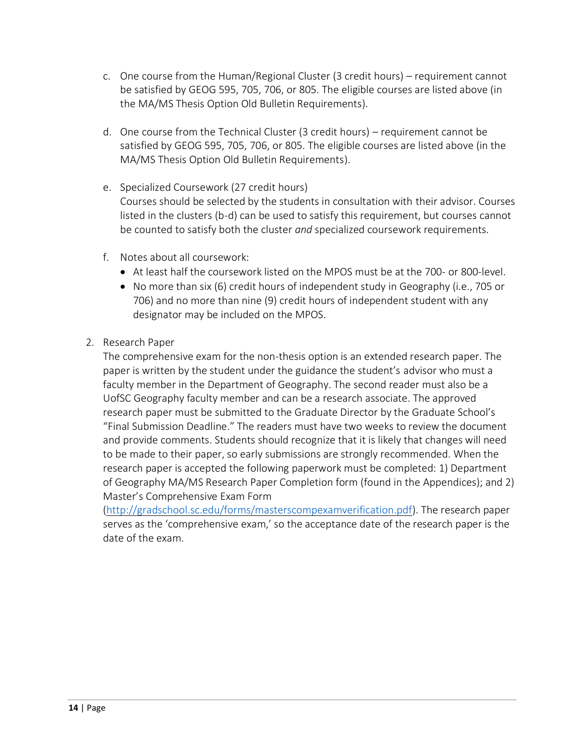c. One course from the Human/Regional Cluster (3 credit hours) – requirement cannot be satisfied by GEOG 595, 705, 706, or 805. The eligible courses are listed above (in the MA/MS Thesis Option Old Bulletin Requirements).

d. One course from the Technical Cluster (3 credit hours) – requirement cannot be satisfied by GEOG 595, 705, 706, or 805. The eligible courses are listed above (in the MA/MS Thesis Option Old Bulletin Requirements).

e. Specialized Coursework (27 credit hours)
Courses should be selected by the students in consultation with their advisor. Courses listed in the clusters (b-d) can be used to satisfy this requirement, but courses cannot be counted to satisfy both the cluster *and* specialized coursework requirements.

f. Notes about all coursework:
   - At least half the coursework listed on the MPOS must be at the 700- or 800-level.
   - No more than six (6) credit hours of independent study in Geography (i.e., 705 or 706) and no more than nine (9) credit hours of independent student with any designator may be included on the MPOS.

2. Research Paper
The comprehensive exam for the non-thesis option is an extended research paper. The paper is written by the student under the guidance the student's advisor who must a faculty member in the Department of Geography. The second reader must also be a UofSC Geography faculty member and can be a research associate. The approved research paper must be submitted to the Graduate Director by the Graduate School's "Final Submission Deadline." The readers must have two weeks to review the document and provide comments. Students should recognize that it is likely that changes will need to be made to their paper, so early submissions are strongly recommended. When the research paper is accepted the following paperwork must be completed: 1) Department of Geography MA/MS Research Paper Completion form (found in the Appendices); and 2) Master's Comprehensive Exam Form (http://gradschool.sc.edu/forms/masterscompexamverification.pdf). The research paper serves as the 'comprehensive exam,' so the acceptance date of the research paper is the date of the exam.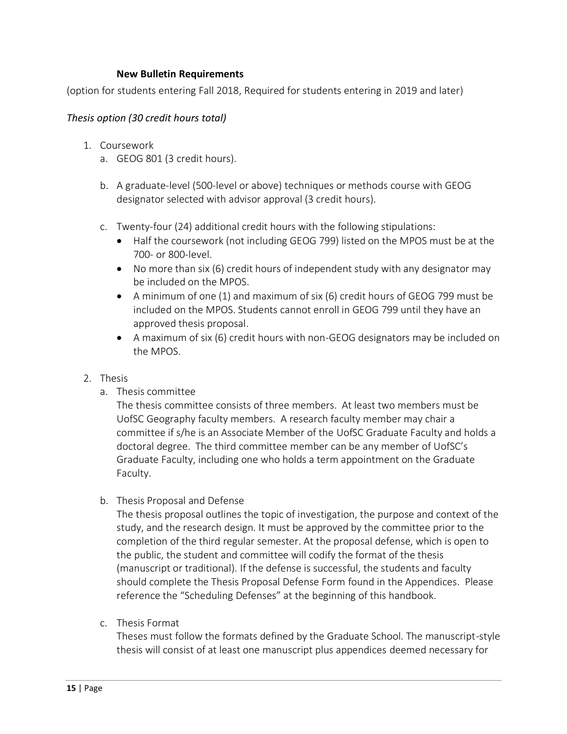### New Bulletin Requirements

(option for students entering Fall 2018, Required for students entering in 2019 and later)

*Thesis option (30 credit hours total)*

1. Coursework
   a. GEOG 801 (3 credit hours).

   b. A graduate-level (500-level or above) techniques or methods course with GEOG designator selected with advisor approval (3 credit hours).

   c. Twenty-four (24) additional credit hours with the following stipulations:
      - Half the coursework (not including GEOG 799) listed on the MPOS must be at the 700- or 800-level.
      - No more than six (6) credit hours of independent study with any designator may be included on the MPOS.
      - A minimum of one (1) and maximum of six (6) credit hours of GEOG 799 must be included on the MPOS. Students cannot enroll in GEOG 799 until they have an approved thesis proposal.
      - A maximum of six (6) credit hours with non-GEOG designators may be included on the MPOS.

2. Thesis
   a. Thesis committee
   The thesis committee consists of three members. At least two members must be UofSC Geography faculty members. A research faculty member may chair a committee if s/he is an Associate Member of the UofSC Graduate Faculty and holds a doctoral degree. The third committee member can be any member of UofSC's Graduate Faculty, including one who holds a term appointment on the Graduate Faculty.

   b. Thesis Proposal and Defense
   The thesis proposal outlines the topic of investigation, the purpose and context of the study, and the research design. It must be approved by the committee prior to the completion of the third regular semester. At the proposal defense, which is open to the public, the student and committee will codify the format of the thesis (manuscript or traditional). If the defense is successful, the students and faculty should complete the Thesis Proposal Defense Form found in the Appendices. Please reference the "Scheduling Defenses" at the beginning of this handbook.

   c. Thesis Format
   Theses must follow the formats defined by the Graduate School. The manuscript-style thesis will consist of at least one manuscript plus appendices deemed necessary for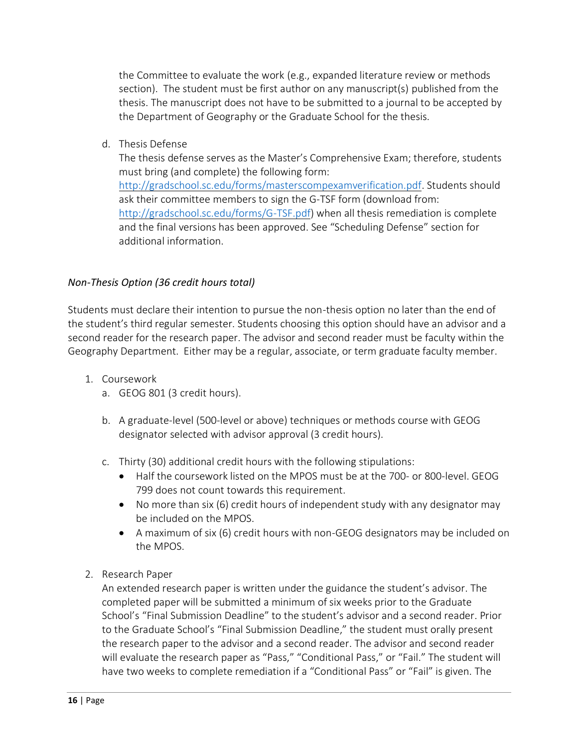the Committee to evaluate the work (e.g., expanded literature review or methods section). The student must be first author on any manuscript(s) published from the thesis. The manuscript does not have to be submitted to a journal to be accepted by the Department of Geography or the Graduate School for the thesis.

d. Thesis Defense

The thesis defense serves as the Master's Comprehensive Exam; therefore, students must bring (and complete) the following form: http://gradschool.sc.edu/forms/masterscompexamverification.pdf. Students should ask their committee members to sign the G-TSF form (download from: http://gradschool.sc.edu/forms/G-TSF.pdf) when all thesis remediation is complete and the final versions has been approved. See "Scheduling Defense" section for additional information.

*Non-Thesis Option (36 credit hours total)*

Students must declare their intention to pursue the non-thesis option no later than the end of the student's third regular semester. Students choosing this option should have an advisor and a second reader for the research paper. The advisor and second reader must be faculty within the Geography Department. Either may be a regular, associate, or term graduate faculty member.

1. Coursework
   a. GEOG 801 (3 credit hours).

   b. A graduate-level (500-level or above) techniques or methods course with GEOG designator selected with advisor approval (3 credit hours).

   c. Thirty (30) additional credit hours with the following stipulations:
      - Half the coursework listed on the MPOS must be at the 700- or 800-level. GEOG 799 does not count towards this requirement.
      - No more than six (6) credit hours of independent study with any designator may be included on the MPOS.
      - A maximum of six (6) credit hours with non-GEOG designators may be included on the MPOS.

2. Research Paper

   An extended research paper is written under the guidance the student's advisor. The completed paper will be submitted a minimum of six weeks prior to the Graduate School's "Final Submission Deadline" to the student's advisor and a second reader. Prior to the Graduate School's "Final Submission Deadline," the student must orally present the research paper to the advisor and a second reader. The advisor and second reader will evaluate the research paper as "Pass," "Conditional Pass," or "Fail." The student will have two weeks to complete remediation if a "Conditional Pass" or "Fail" is given. The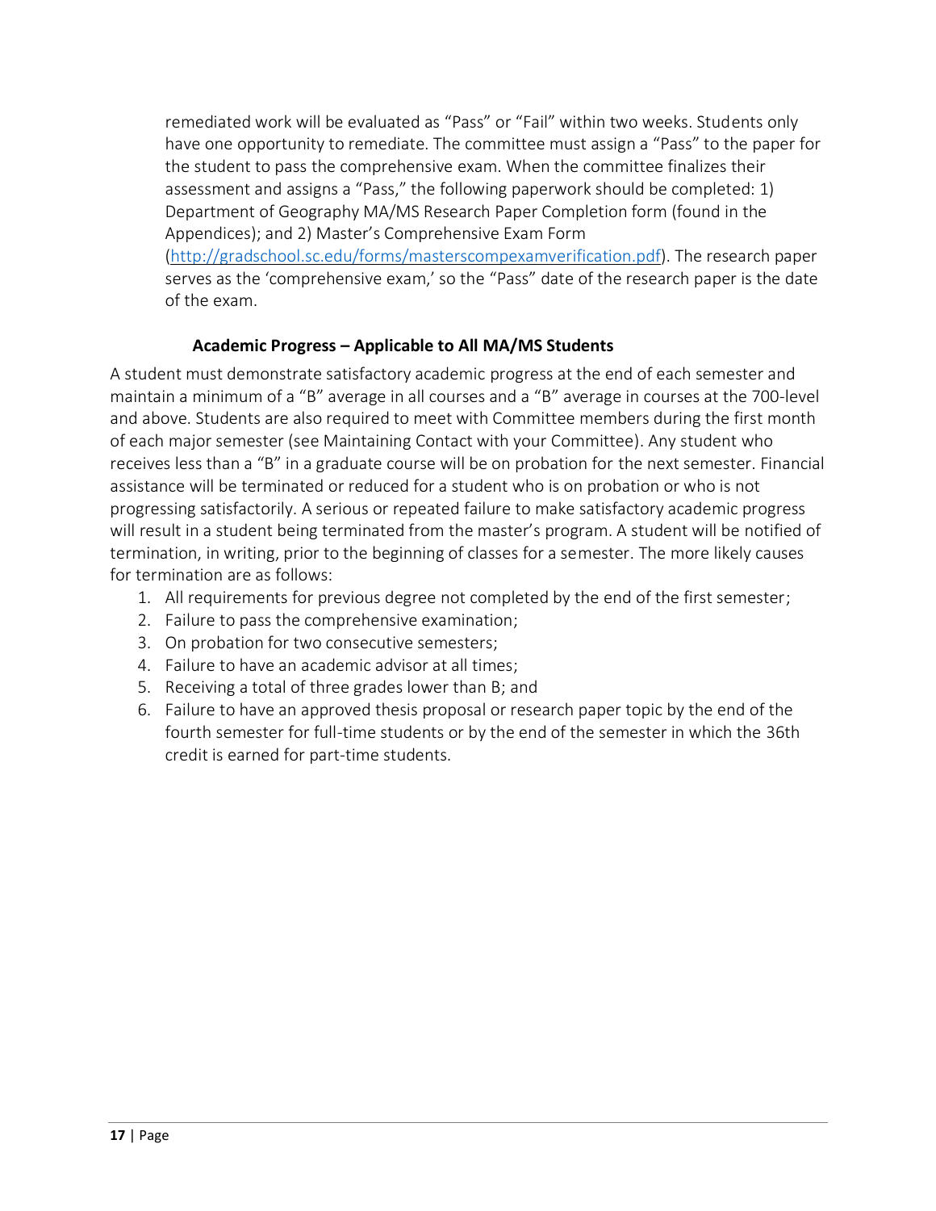remediated work will be evaluated as "Pass" or "Fail" within two weeks. Students only have one opportunity to remediate. The committee must assign a "Pass" to the paper for the student to pass the comprehensive exam. When the committee finalizes their assessment and assigns a "Pass," the following paperwork should be completed: 1) Department of Geography MA/MS Research Paper Completion form (found in the Appendices); and 2) Master's Comprehensive Exam Form (http://gradschool.sc.edu/forms/masterscompexamverification.pdf). The research paper serves as the 'comprehensive exam,' so the "Pass" date of the research paper is the date of the exam.

### Academic Progress – Applicable to All MA/MS Students

A student must demonstrate satisfactory academic progress at the end of each semester and maintain a minimum of a "B" average in all courses and a "B" average in courses at the 700-level and above. Students are also required to meet with Committee members during the first month of each major semester (see Maintaining Contact with your Committee). Any student who receives less than a "B" in a graduate course will be on probation for the next semester. Financial assistance will be terminated or reduced for a student who is on probation or who is not progressing satisfactorily. A serious or repeated failure to make satisfactory academic progress will result in a student being terminated from the master's program. A student will be notified of termination, in writing, prior to the beginning of classes for a semester. The more likely causes for termination are as follows:

1. All requirements for previous degree not completed by the end of the first semester;
2. Failure to pass the comprehensive examination;
3. On probation for two consecutive semesters;
4. Failure to have an academic advisor at all times;
5. Receiving a total of three grades lower than B; and
6. Failure to have an approved thesis proposal or research paper topic by the end of the fourth semester for full-time students or by the end of the semester in which the 36th credit is earned for part-time students.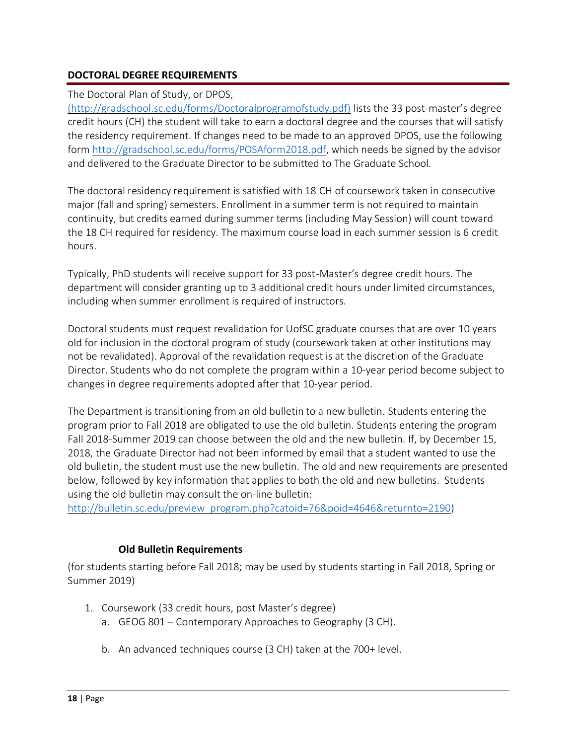## DOCTORAL DEGREE REQUIREMENTS

The Doctoral Plan of Study, or DPOS, (http://gradschool.sc.edu/forms/Doctoralprogramofstudy.pdf) lists the 33 post-master's degree credit hours (CH) the student will take to earn a doctoral degree and the courses that will satisfy the residency requirement. If changes need to be made to an approved DPOS, use the following form http://gradschool.sc.edu/forms/POSAform2018.pdf, which needs be signed by the advisor and delivered to the Graduate Director to be submitted to The Graduate School.

The doctoral residency requirement is satisfied with 18 CH of coursework taken in consecutive major (fall and spring) semesters. Enrollment in a summer term is not required to maintain continuity, but credits earned during summer terms (including May Session) will count toward the 18 CH required for residency. The maximum course load in each summer session is 6 credit hours.

Typically, PhD students will receive support for 33 post-Master's degree credit hours. The department will consider granting up to 3 additional credit hours under limited circumstances, including when summer enrollment is required of instructors.

Doctoral students must request revalidation for UofSC graduate courses that are over 10 years old for inclusion in the doctoral program of study (coursework taken at other institutions may not be revalidated). Approval of the revalidation request is at the discretion of the Graduate Director. Students who do not complete the program within a 10-year period become subject to changes in degree requirements adopted after that 10-year period.

The Department is transitioning from an old bulletin to a new bulletin. Students entering the program prior to Fall 2018 are obligated to use the old bulletin. Students entering the program Fall 2018-Summer 2019 can choose between the old and the new bulletin. If, by December 15, 2018, the Graduate Director had not been informed by email that a student wanted to use the old bulletin, the student must use the new bulletin. The old and new requirements are presented below, followed by key information that applies to both the old and new bulletins. Students using the old bulletin may consult the on-line bulletin: http://bulletin.sc.edu/preview_program.php?catoid=76&poid=4646&returnto=2190)

### Old Bulletin Requirements

(for students starting before Fall 2018; may be used by students starting in Fall 2018, Spring or Summer 2019)

1. Coursework (33 credit hours, post Master's degree)
   a. GEOG 801 – Contemporary Approaches to Geography (3 CH).

   b. An advanced techniques course (3 CH) taken at the 700+ level.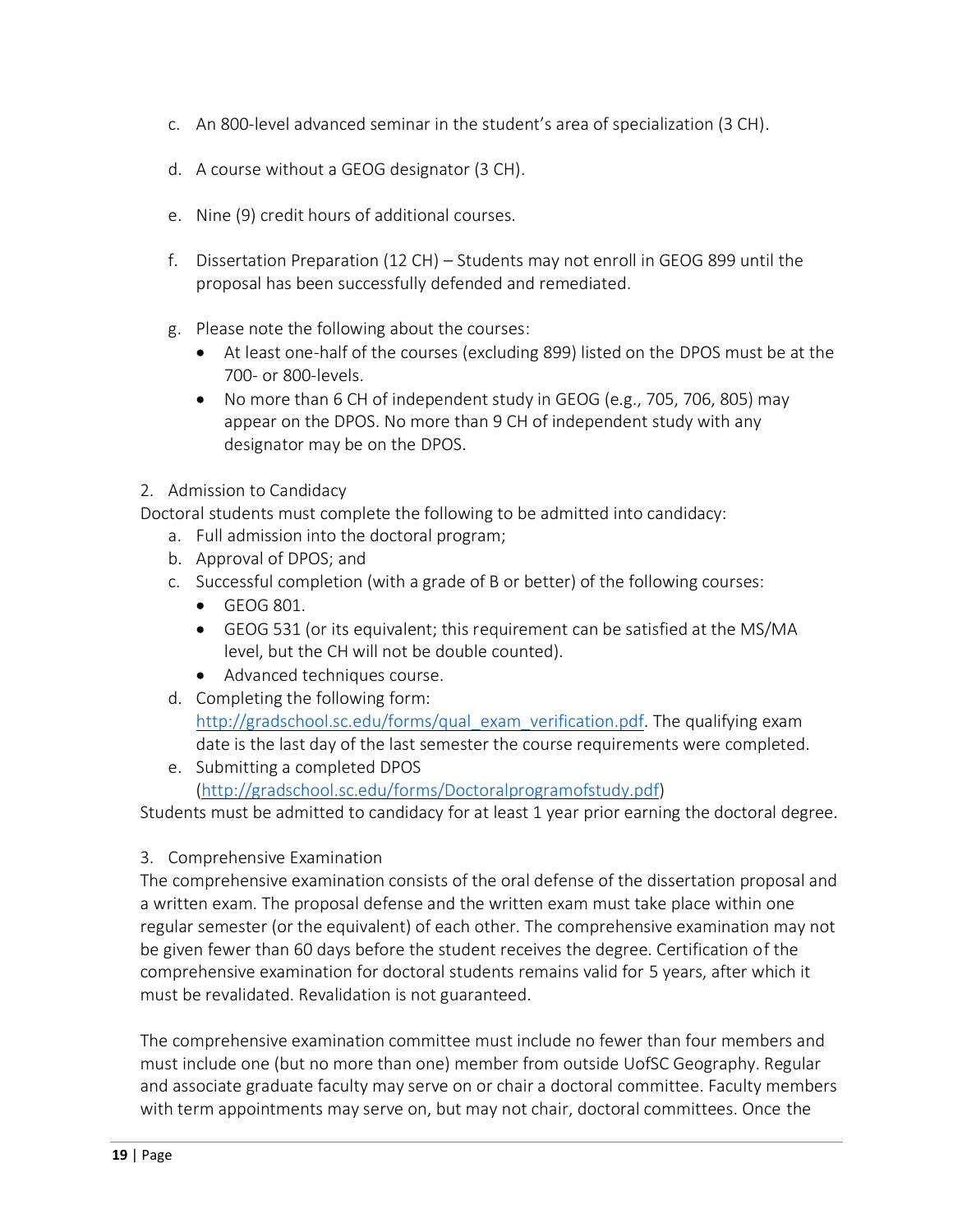c. An 800-level advanced seminar in the student's area of specialization (3 CH).

d. A course without a GEOG designator (3 CH).

e. Nine (9) credit hours of additional courses.

f. Dissertation Preparation (12 CH) – Students may not enroll in GEOG 899 until the proposal has been successfully defended and remediated.

g. Please note the following about the courses:
   - At least one-half of the courses (excluding 899) listed on the DPOS must be at the 700- or 800-levels.
   - No more than 6 CH of independent study in GEOG (e.g., 705, 706, 805) may appear on the DPOS. No more than 9 CH of independent study with any designator may be on the DPOS.

2. Admission to Candidacy

Doctoral students must complete the following to be admitted into candidacy:

a. Full admission into the doctoral program;
b. Approval of DPOS; and
c. Successful completion (with a grade of B or better) of the following courses:
   - GEOG 801.
   - GEOG 531 (or its equivalent; this requirement can be satisfied at the MS/MA level, but the CH will not be double counted).
   - Advanced techniques course.
d. Completing the following form: http://gradschool.sc.edu/forms/qual_exam_verification.pdf. The qualifying exam date is the last day of the last semester the course requirements were completed.
e. Submitting a completed DPOS (http://gradschool.sc.edu/forms/Doctoralprogramofstudy.pdf)

Students must be admitted to candidacy for at least 1 year prior earning the doctoral degree.

3. Comprehensive Examination

The comprehensive examination consists of the oral defense of the dissertation proposal and a written exam. The proposal defense and the written exam must take place within one regular semester (or the equivalent) of each other. The comprehensive examination may not be given fewer than 60 days before the student receives the degree. Certification of the comprehensive examination for doctoral students remains valid for 5 years, after which it must be revalidated. Revalidation is not guaranteed.

The comprehensive examination committee must include no fewer than four members and must include one (but no more than one) member from outside UofSC Geography. Regular and associate graduate faculty may serve on or chair a doctoral committee. Faculty members with term appointments may serve on, but may not chair, doctoral committees. Once the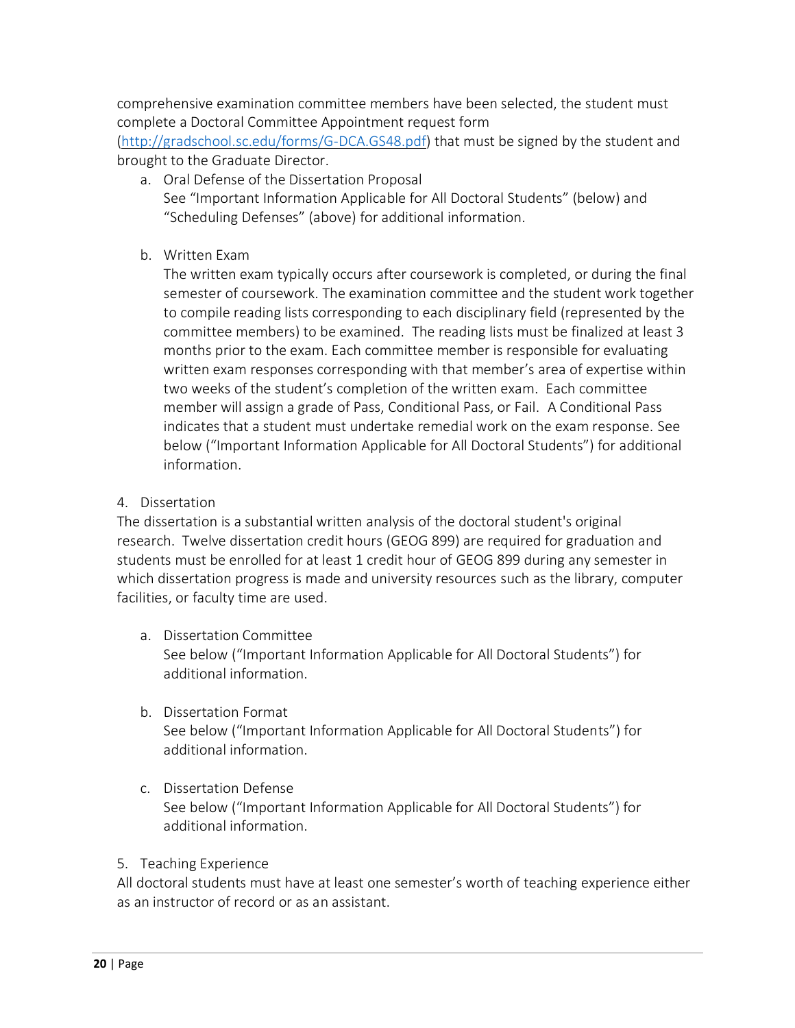comprehensive examination committee members have been selected, the student must complete a Doctoral Committee Appointment request form (http://gradschool.sc.edu/forms/G-DCA.GS48.pdf) that must be signed by the student and brought to the Graduate Director.

a. Oral Defense of the Dissertation Proposal
   See "Important Information Applicable for All Doctoral Students" (below) and "Scheduling Defenses" (above) for additional information.

b. Written Exam
   The written exam typically occurs after coursework is completed, or during the final semester of coursework. The examination committee and the student work together to compile reading lists corresponding to each disciplinary field (represented by the committee members) to be examined. The reading lists must be finalized at least 3 months prior to the exam. Each committee member is responsible for evaluating written exam responses corresponding with that member's area of expertise within two weeks of the student's completion of the written exam. Each committee member will assign a grade of Pass, Conditional Pass, or Fail. A Conditional Pass indicates that a student must undertake remedial work on the exam response. See below ("Important Information Applicable for All Doctoral Students") for additional information.

4. Dissertation

The dissertation is a substantial written analysis of the doctoral student's original research. Twelve dissertation credit hours (GEOG 899) are required for graduation and students must be enrolled for at least 1 credit hour of GEOG 899 during any semester in which dissertation progress is made and university resources such as the library, computer facilities, or faculty time are used.

a. Dissertation Committee
   See below ("Important Information Applicable for All Doctoral Students") for additional information.

b. Dissertation Format
   See below ("Important Information Applicable for All Doctoral Students") for additional information.

c. Dissertation Defense
   See below ("Important Information Applicable for All Doctoral Students") for additional information.

5. Teaching Experience

All doctoral students must have at least one semester's worth of teaching experience either as an instructor of record or as an assistant.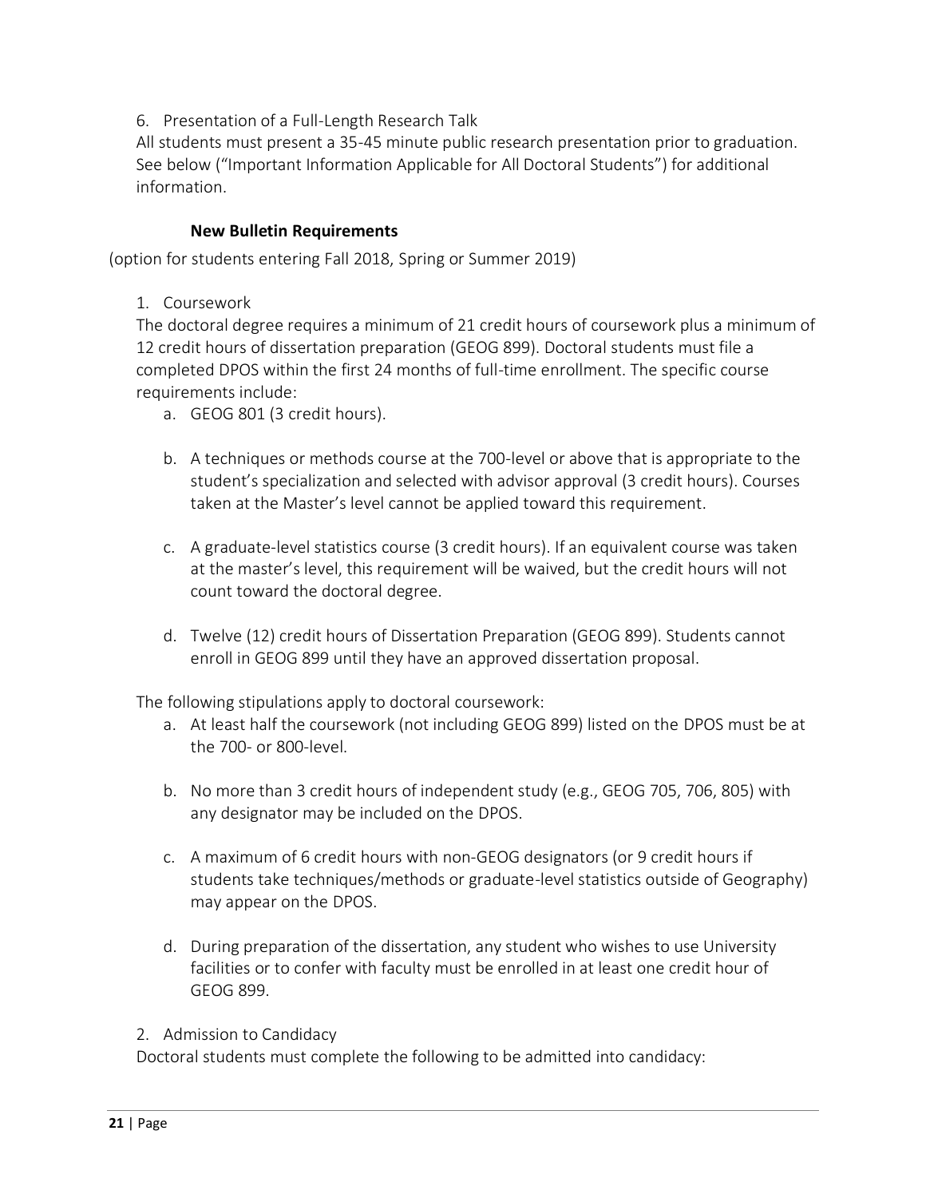6. Presentation of a Full-Length Research Talk

All students must present a 35-45 minute public research presentation prior to graduation. See below ("Important Information Applicable for All Doctoral Students") for additional information.

### New Bulletin Requirements

(option for students entering Fall 2018, Spring or Summer 2019)

1. Coursework

The doctoral degree requires a minimum of 21 credit hours of coursework plus a minimum of 12 credit hours of dissertation preparation (GEOG 899). Doctoral students must file a completed DPOS within the first 24 months of full-time enrollment. The specific course requirements include:

a. GEOG 801 (3 credit hours).

b. A techniques or methods course at the 700-level or above that is appropriate to the student's specialization and selected with advisor approval (3 credit hours). Courses taken at the Master's level cannot be applied toward this requirement.

c. A graduate-level statistics course (3 credit hours). If an equivalent course was taken at the master's level, this requirement will be waived, but the credit hours will not count toward the doctoral degree.

d. Twelve (12) credit hours of Dissertation Preparation (GEOG 899). Students cannot enroll in GEOG 899 until they have an approved dissertation proposal.

The following stipulations apply to doctoral coursework:

a. At least half the coursework (not including GEOG 899) listed on the DPOS must be at the 700- or 800-level.

b. No more than 3 credit hours of independent study (e.g., GEOG 705, 706, 805) with any designator may be included on the DPOS.

c. A maximum of 6 credit hours with non-GEOG designators (or 9 credit hours if students take techniques/methods or graduate-level statistics outside of Geography) may appear on the DPOS.

d. During preparation of the dissertation, any student who wishes to use University facilities or to confer with faculty must be enrolled in at least one credit hour of GEOG 899.

2. Admission to Candidacy

Doctoral students must complete the following to be admitted into candidacy: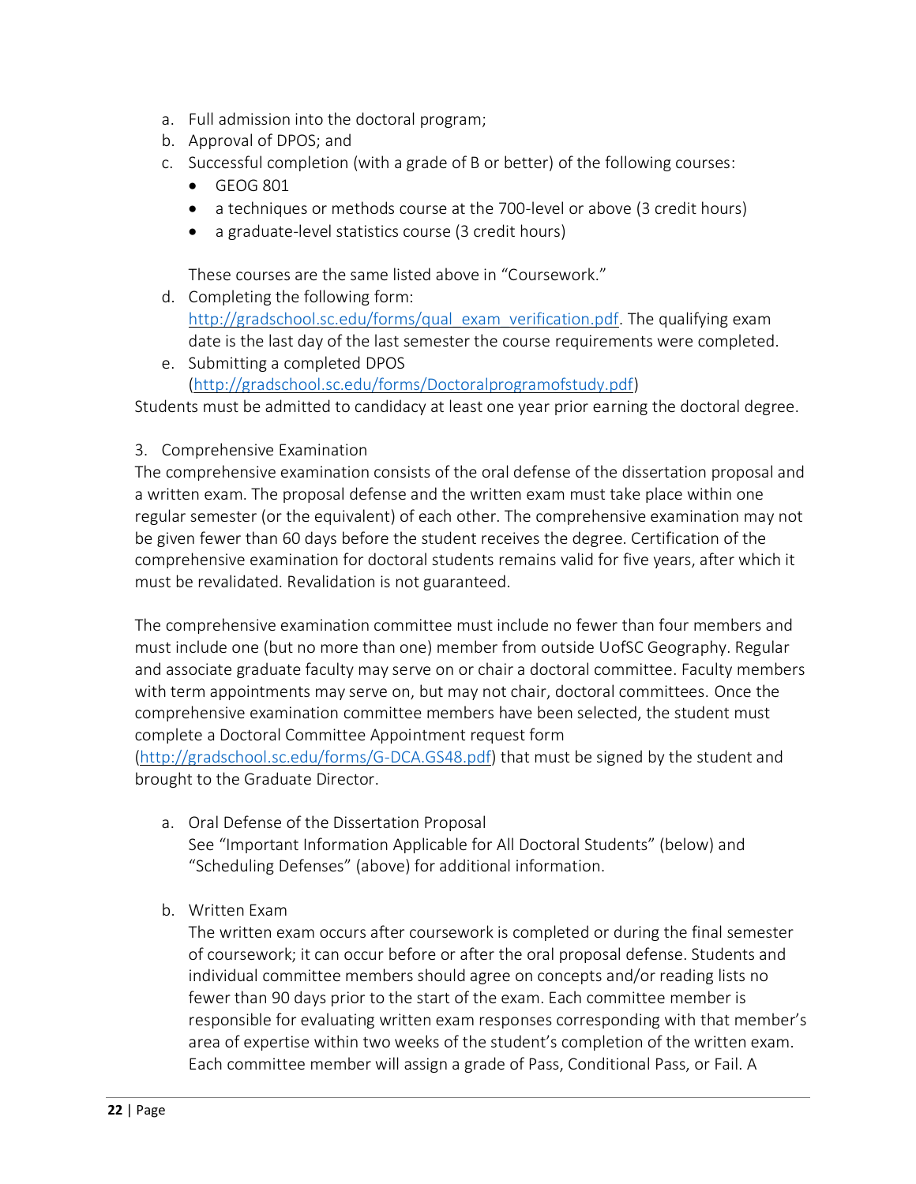a. Full admission into the doctoral program;
b. Approval of DPOS; and
c. Successful completion (with a grade of B or better) of the following courses:
   - GEOG 801
   - a techniques or methods course at the 700-level or above (3 credit hours)
   - a graduate-level statistics course (3 credit hours)

   These courses are the same listed above in "Coursework."
d. Completing the following form: [http://gradschool.sc.edu/forms/qual_exam_verification.pdf](http://gradschool.sc.edu/forms/qual_exam_verification.pdf). The qualifying exam date is the last day of the last semester the course requirements were completed.
e. Submitting a completed DPOS ([http://gradschool.sc.edu/forms/Doctoralprogramofstudy.pdf](http://gradschool.sc.edu/forms/Doctoralprogramofstudy.pdf))

Students must be admitted to candidacy at least one year prior earning the doctoral degree.

3. Comprehensive Examination

The comprehensive examination consists of the oral defense of the dissertation proposal and a written exam. The proposal defense and the written exam must take place within one regular semester (or the equivalent) of each other. The comprehensive examination may not be given fewer than 60 days before the student receives the degree. Certification of the comprehensive examination for doctoral students remains valid for five years, after which it must be revalidated. Revalidation is not guaranteed.

The comprehensive examination committee must include no fewer than four members and must include one (but no more than one) member from outside UofSC Geography. Regular and associate graduate faculty may serve on or chair a doctoral committee. Faculty members with term appointments may serve on, but may not chair, doctoral committees. Once the comprehensive examination committee members have been selected, the student must complete a Doctoral Committee Appointment request form ([http://gradschool.sc.edu/forms/G-DCA.GS48.pdf](http://gradschool.sc.edu/forms/G-DCA.GS48.pdf)) that must be signed by the student and brought to the Graduate Director.

a. Oral Defense of the Dissertation Proposal
   See "Important Information Applicable for All Doctoral Students" (below) and "Scheduling Defenses" (above) for additional information.

b. Written Exam
   The written exam occurs after coursework is completed or during the final semester of coursework; it can occur before or after the oral proposal defense. Students and individual committee members should agree on concepts and/or reading lists no fewer than 90 days prior to the start of the exam. Each committee member is responsible for evaluating written exam responses corresponding with that member's area of expertise within two weeks of the student's completion of the written exam. Each committee member will assign a grade of Pass, Conditional Pass, or Fail. A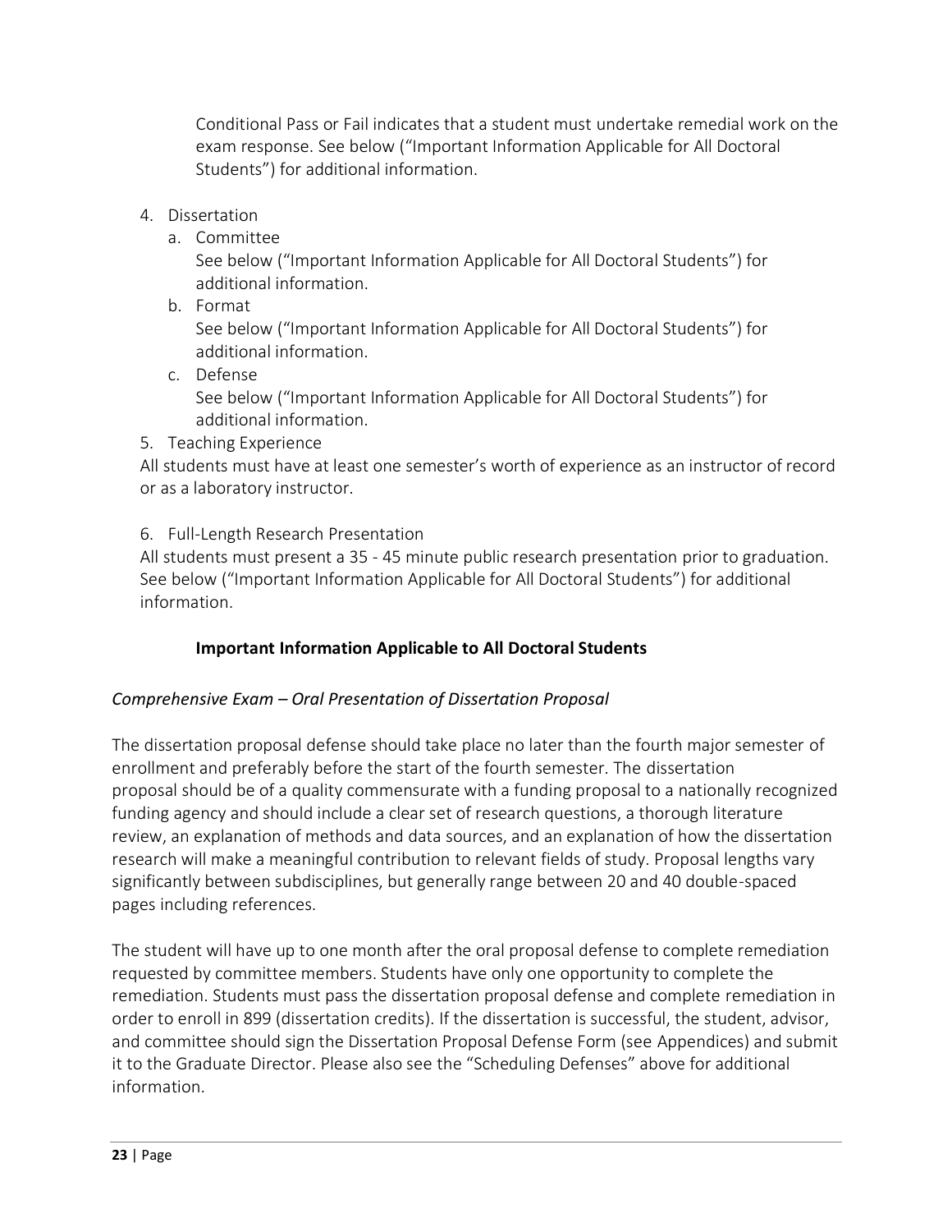Conditional Pass or Fail indicates that a student must undertake remedial work on the exam response. See below ("Important Information Applicable for All Doctoral Students") for additional information.

4. Dissertation
   a. Committee
      See below ("Important Information Applicable for All Doctoral Students") for additional information.
   b. Format
      See below ("Important Information Applicable for All Doctoral Students") for additional information.
   c. Defense
      See below ("Important Information Applicable for All Doctoral Students") for additional information.
5. Teaching Experience

All students must have at least one semester's worth of experience as an instructor of record or as a laboratory instructor.

6. Full-Length Research Presentation

All students must present a 35 - 45 minute public research presentation prior to graduation. See below ("Important Information Applicable for All Doctoral Students") for additional information.

## Important Information Applicable to All Doctoral Students

### *Comprehensive Exam – Oral Presentation of Dissertation Proposal*

The dissertation proposal defense should take place no later than the fourth major semester of enrollment and preferably before the start of the fourth semester. The dissertation proposal should be of a quality commensurate with a funding proposal to a nationally recognized funding agency and should include a clear set of research questions, a thorough literature review, an explanation of methods and data sources, and an explanation of how the dissertation research will make a meaningful contribution to relevant fields of study. Proposal lengths vary significantly between subdisciplines, but generally range between 20 and 40 double-spaced pages including references.

The student will have up to one month after the oral proposal defense to complete remediation requested by committee members. Students have only one opportunity to complete the remediation. Students must pass the dissertation proposal defense and complete remediation in order to enroll in 899 (dissertation credits). If the dissertation is successful, the student, advisor, and committee should sign the Dissertation Proposal Defense Form (see Appendices) and submit it to the Graduate Director. Please also see the "Scheduling Defenses" above for additional information.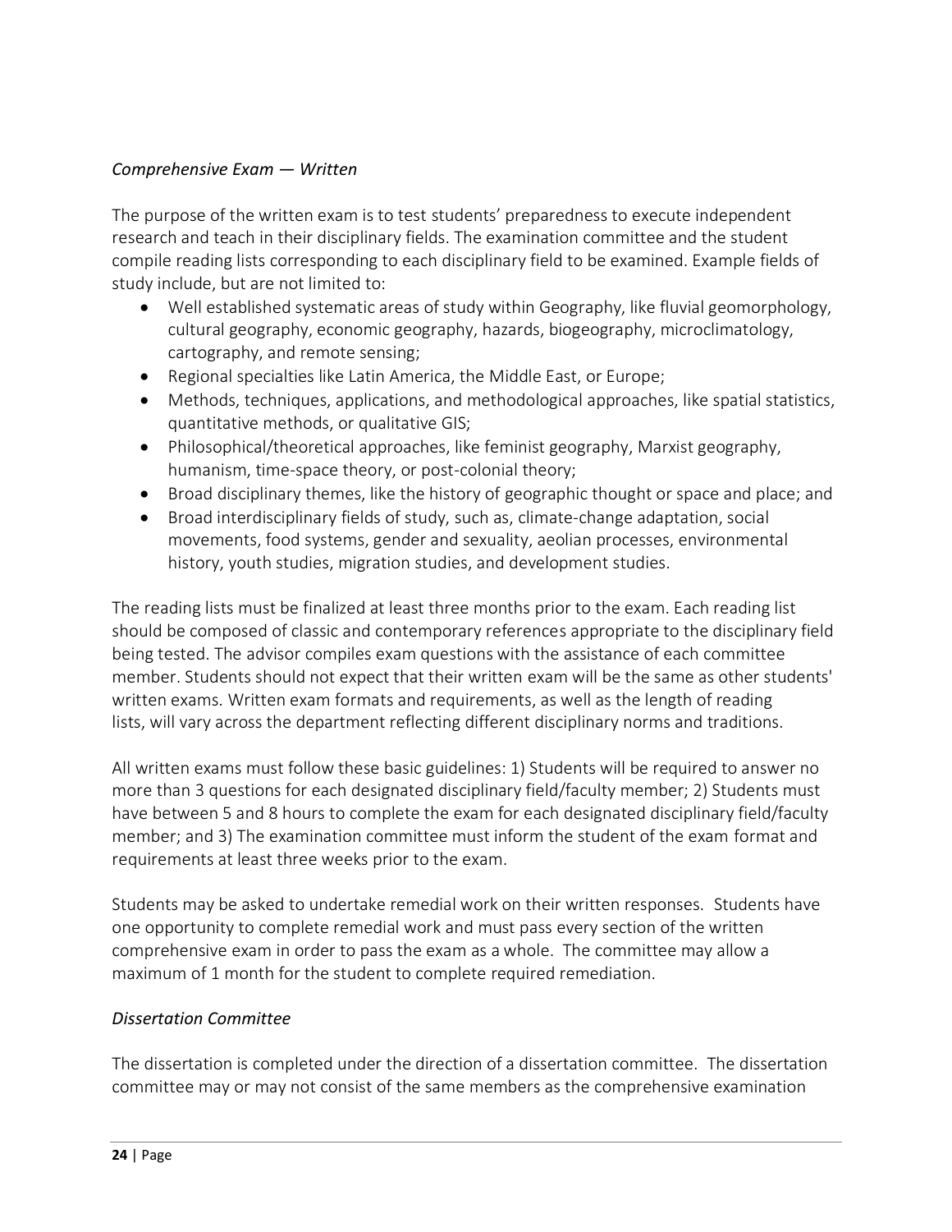*Comprehensive Exam — Written*

The purpose of the written exam is to test students' preparedness to execute independent research and teach in their disciplinary fields. The examination committee and the student compile reading lists corresponding to each disciplinary field to be examined. Example fields of study include, but are not limited to:

- Well established systematic areas of study within Geography, like fluvial geomorphology, cultural geography, economic geography, hazards, biogeography, microclimatology, cartography, and remote sensing;
- Regional specialties like Latin America, the Middle East, or Europe;
- Methods, techniques, applications, and methodological approaches, like spatial statistics, quantitative methods, or qualitative GIS;
- Philosophical/theoretical approaches, like feminist geography, Marxist geography, humanism, time-space theory, or post-colonial theory;
- Broad disciplinary themes, like the history of geographic thought or space and place; and
- Broad interdisciplinary fields of study, such as, climate-change adaptation, social movements, food systems, gender and sexuality, aeolian processes, environmental history, youth studies, migration studies, and development studies.

The reading lists must be finalized at least three months prior to the exam. Each reading list should be composed of classic and contemporary references appropriate to the disciplinary field being tested. The advisor compiles exam questions with the assistance of each committee member. Students should not expect that their written exam will be the same as other students' written exams. Written exam formats and requirements, as well as the length of reading lists, will vary across the department reflecting different disciplinary norms and traditions.

All written exams must follow these basic guidelines: 1) Students will be required to answer no more than 3 questions for each designated disciplinary field/faculty member; 2) Students must have between 5 and 8 hours to complete the exam for each designated disciplinary field/faculty member; and 3) The examination committee must inform the student of the exam format and requirements at least three weeks prior to the exam.

Students may be asked to undertake remedial work on their written responses. Students have one opportunity to complete remedial work and must pass every section of the written comprehensive exam in order to pass the exam as a whole. The committee may allow a maximum of 1 month for the student to complete required remediation.

*Dissertation Committee*

The dissertation is completed under the direction of a dissertation committee. The dissertation committee may or may not consist of the same members as the comprehensive examination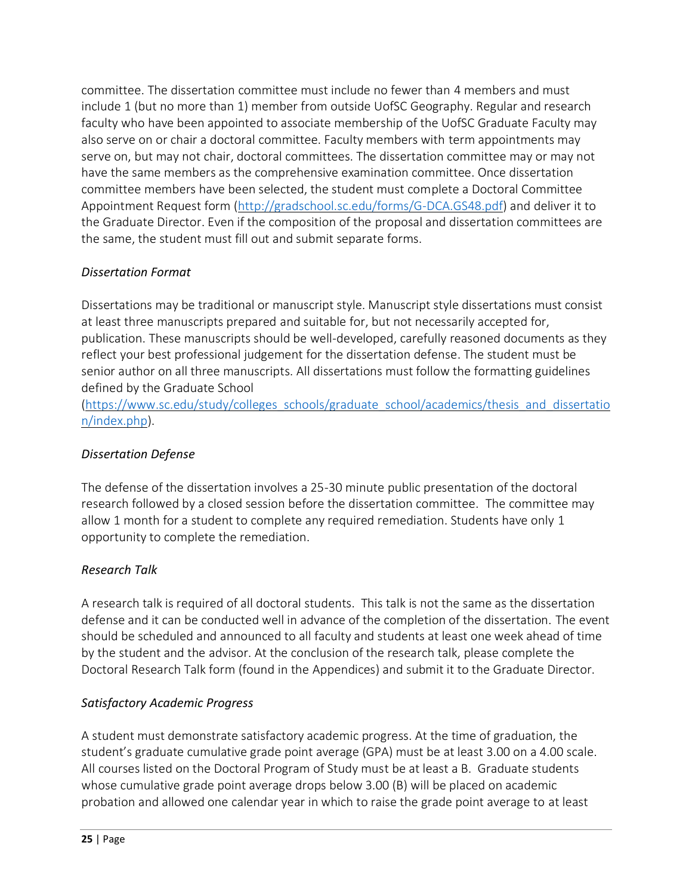committee. The dissertation committee must include no fewer than 4 members and must include 1 (but no more than 1) member from outside UofSC Geography. Regular and research faculty who have been appointed to associate membership of the UofSC Graduate Faculty may also serve on or chair a doctoral committee. Faculty members with term appointments may serve on, but may not chair, doctoral committees. The dissertation committee may or may not have the same members as the comprehensive examination committee. Once dissertation committee members have been selected, the student must complete a Doctoral Committee Appointment Request form (http://gradschool.sc.edu/forms/G-DCA.GS48.pdf) and deliver it to the Graduate Director. Even if the composition of the proposal and dissertation committees are the same, the student must fill out and submit separate forms.

*Dissertation Format*

Dissertations may be traditional or manuscript style. Manuscript style dissertations must consist at least three manuscripts prepared and suitable for, but not necessarily accepted for, publication. These manuscripts should be well-developed, carefully reasoned documents as they reflect your best professional judgement for the dissertation defense. The student must be senior author on all three manuscripts. All dissertations must follow the formatting guidelines defined by the Graduate School (https://www.sc.edu/study/colleges_schools/graduate_school/academics/thesis_and_dissertation/index.php).

*Dissertation Defense*

The defense of the dissertation involves a 25-30 minute public presentation of the doctoral research followed by a closed session before the dissertation committee. The committee may allow 1 month for a student to complete any required remediation. Students have only 1 opportunity to complete the remediation.

*Research Talk*

A research talk is required of all doctoral students. This talk is not the same as the dissertation defense and it can be conducted well in advance of the completion of the dissertation. The event should be scheduled and announced to all faculty and students at least one week ahead of time by the student and the advisor. At the conclusion of the research talk, please complete the Doctoral Research Talk form (found in the Appendices) and submit it to the Graduate Director.

*Satisfactory Academic Progress*

A student must demonstrate satisfactory academic progress. At the time of graduation, the student's graduate cumulative grade point average (GPA) must be at least 3.00 on a 4.00 scale. All courses listed on the Doctoral Program of Study must be at least a B. Graduate students whose cumulative grade point average drops below 3.00 (B) will be placed on academic probation and allowed one calendar year in which to raise the grade point average to at least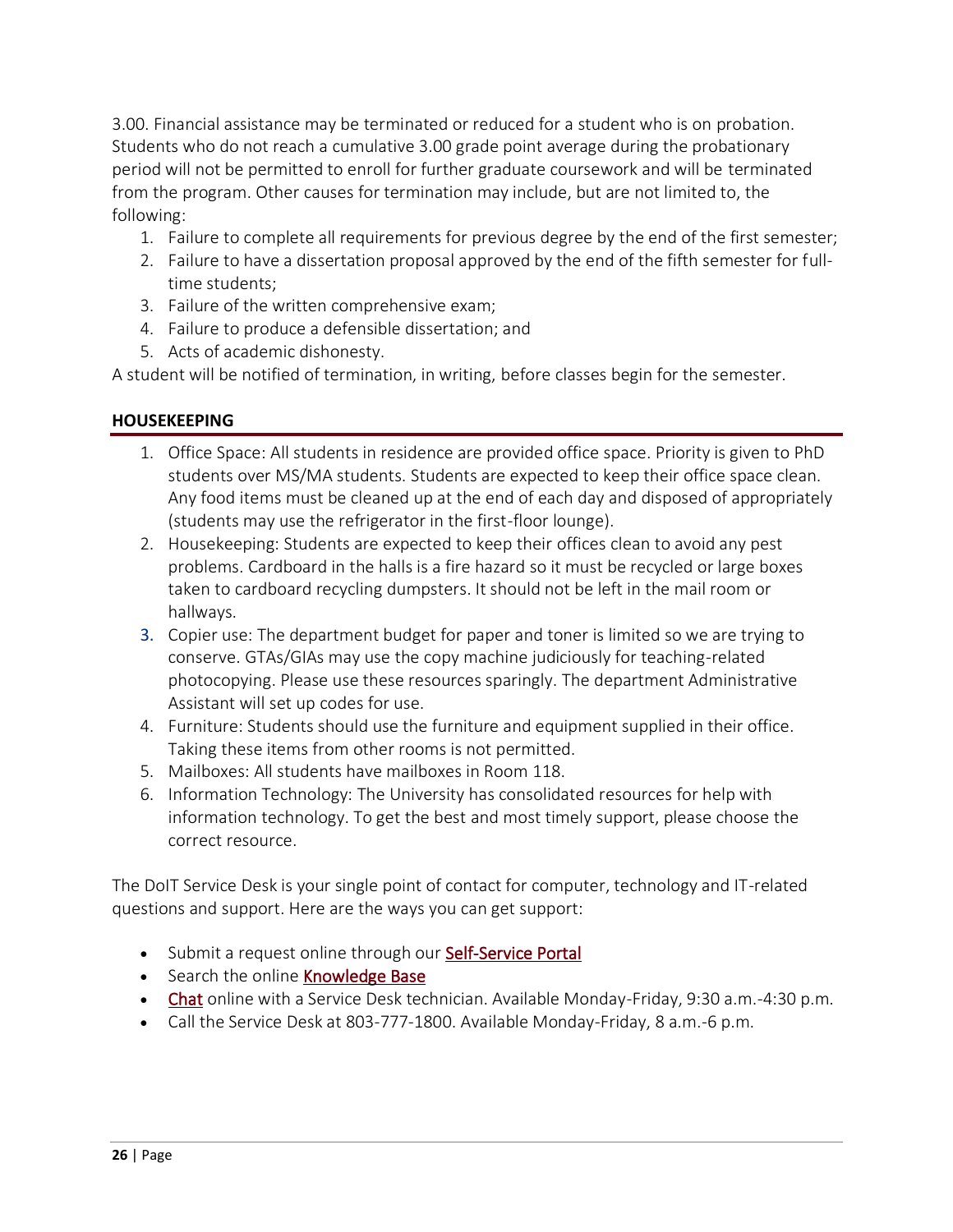3.00. Financial assistance may be terminated or reduced for a student who is on probation. Students who do not reach a cumulative 3.00 grade point average during the probationary period will not be permitted to enroll for further graduate coursework and will be terminated from the program. Other causes for termination may include, but are not limited to, the following:

1. Failure to complete all requirements for previous degree by the end of the first semester;
2. Failure to have a dissertation proposal approved by the end of the fifth semester for full-time students;
3. Failure of the written comprehensive exam;
4. Failure to produce a defensible dissertation; and
5. Acts of academic dishonesty.

A student will be notified of termination, in writing, before classes begin for the semester.

## HOUSEKEEPING

1. Office Space: All students in residence are provided office space. Priority is given to PhD students over MS/MA students. Students are expected to keep their office space clean. Any food items must be cleaned up at the end of each day and disposed of appropriately (students may use the refrigerator in the first-floor lounge).
2. Housekeeping: Students are expected to keep their offices clean to avoid any pest problems. Cardboard in the halls is a fire hazard so it must be recycled or large boxes taken to cardboard recycling dumpsters. It should not be left in the mail room or hallways.
3. Copier use: The department budget for paper and toner is limited so we are trying to conserve. GTAs/GIAs may use the copy machine judiciously for teaching-related photocopying. Please use these resources sparingly. The department Administrative Assistant will set up codes for use.
4. Furniture: Students should use the furniture and equipment supplied in their office. Taking these items from other rooms is not permitted.
5. Mailboxes: All students have mailboxes in Room 118.
6. Information Technology: The University has consolidated resources for help with information technology. To get the best and most timely support, please choose the correct resource.

The DoIT Service Desk is your single point of contact for computer, technology and IT-related questions and support. Here are the ways you can get support:

- Submit a request online through our Self-Service Portal
- Search the online Knowledge Base
- Chat online with a Service Desk technician. Available Monday-Friday, 9:30 a.m.-4:30 p.m.
- Call the Service Desk at 803-777-1800. Available Monday-Friday, 8 a.m.-6 p.m.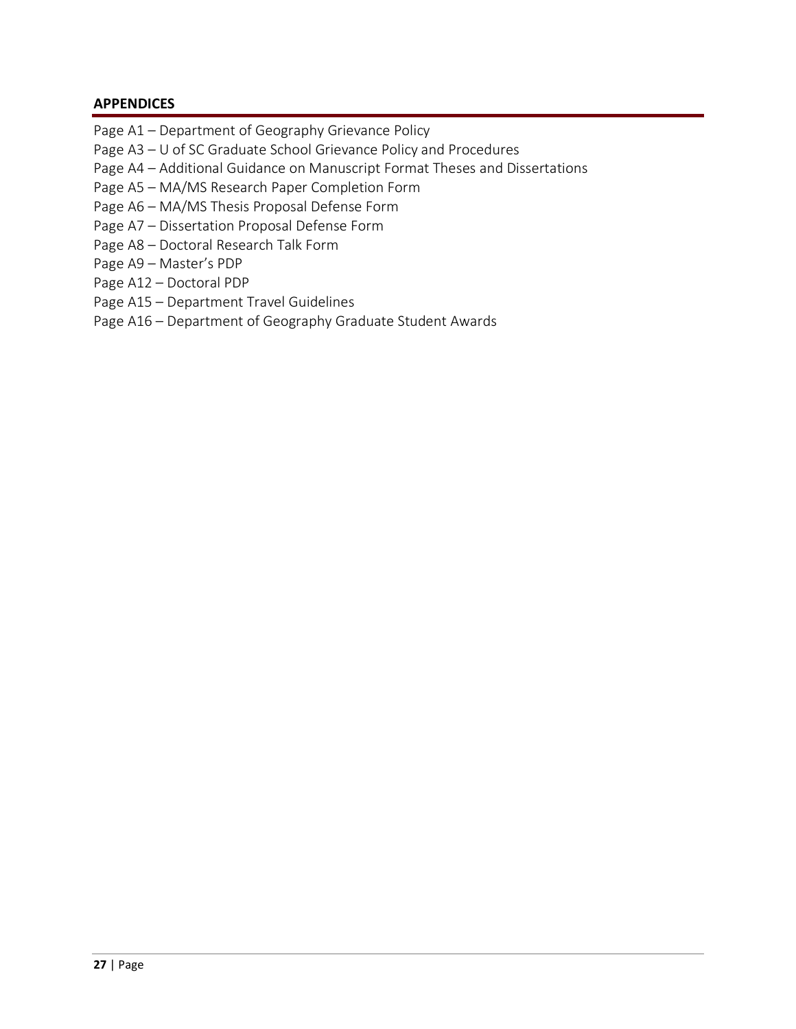## APPENDICES

Page A1 – Department of Geography Grievance Policy
Page A3 – U of SC Graduate School Grievance Policy and Procedures
Page A4 – Additional Guidance on Manuscript Format Theses and Dissertations
Page A5 – MA/MS Research Paper Completion Form
Page A6 – MA/MS Thesis Proposal Defense Form
Page A7 – Dissertation Proposal Defense Form
Page A8 – Doctoral Research Talk Form
Page A9 – Master's PDP
Page A12 – Doctoral PDP
Page A15 – Department Travel Guidelines
Page A16 – Department of Geography Graduate Student Awards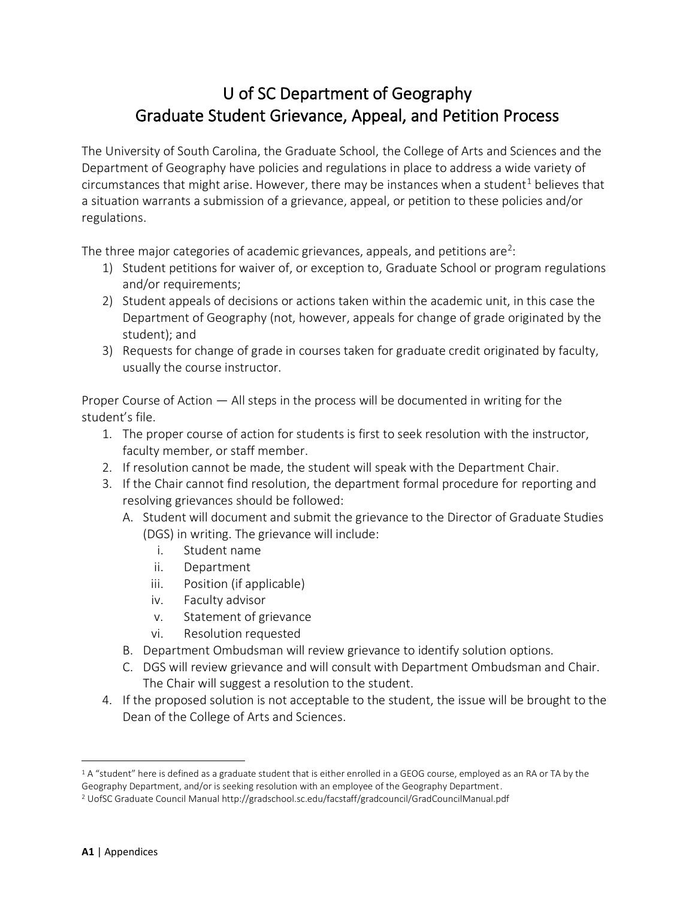# U of SC Department of Geography
# Graduate Student Grievance, Appeal, and Petition Process

The University of South Carolina, the Graduate School, the College of Arts and Sciences and the Department of Geography have policies and regulations in place to address a wide variety of circumstances that might arise. However, there may be instances when a student[1] believes that a situation warrants a submission of a grievance, appeal, or petition to these policies and/or regulations.

The three major categories of academic grievances, appeals, and petitions are[2]:

1) Student petitions for waiver of, or exception to, Graduate School or program regulations and/or requirements;
2) Student appeals of decisions or actions taken within the academic unit, in this case the Department of Geography (not, however, appeals for change of grade originated by the student); and
3) Requests for change of grade in courses taken for graduate credit originated by faculty, usually the course instructor.

Proper Course of Action — All steps in the process will be documented in writing for the student's file.

1. The proper course of action for students is first to seek resolution with the instructor, faculty member, or staff member.
2. If resolution cannot be made, the student will speak with the Department Chair.
3. If the Chair cannot find resolution, the department formal procedure for reporting and resolving grievances should be followed:
   A. Student will document and submit the grievance to the Director of Graduate Studies (DGS) in writing. The grievance will include:
      i. Student name
      ii. Department
      iii. Position (if applicable)
      iv. Faculty advisor
      v. Statement of grievance
      vi. Resolution requested
   B. Department Ombudsman will review grievance to identify solution options.
   C. DGS will review grievance and will consult with Department Ombudsman and Chair. The Chair will suggest a resolution to the student.
4. If the proposed solution is not acceptable to the student, the issue will be brought to the Dean of the College of Arts and Sciences.

---

[1] A "student" here is defined as a graduate student that is either enrolled in a GEOG course, employed as an RA or TA by the Geography Department, and/or is seeking resolution with an employee of the Geography Department.

[2] UofSC Graduate Council Manual http://gradschool.sc.edu/facstaff/gradcouncil/GradCouncilManual.pdf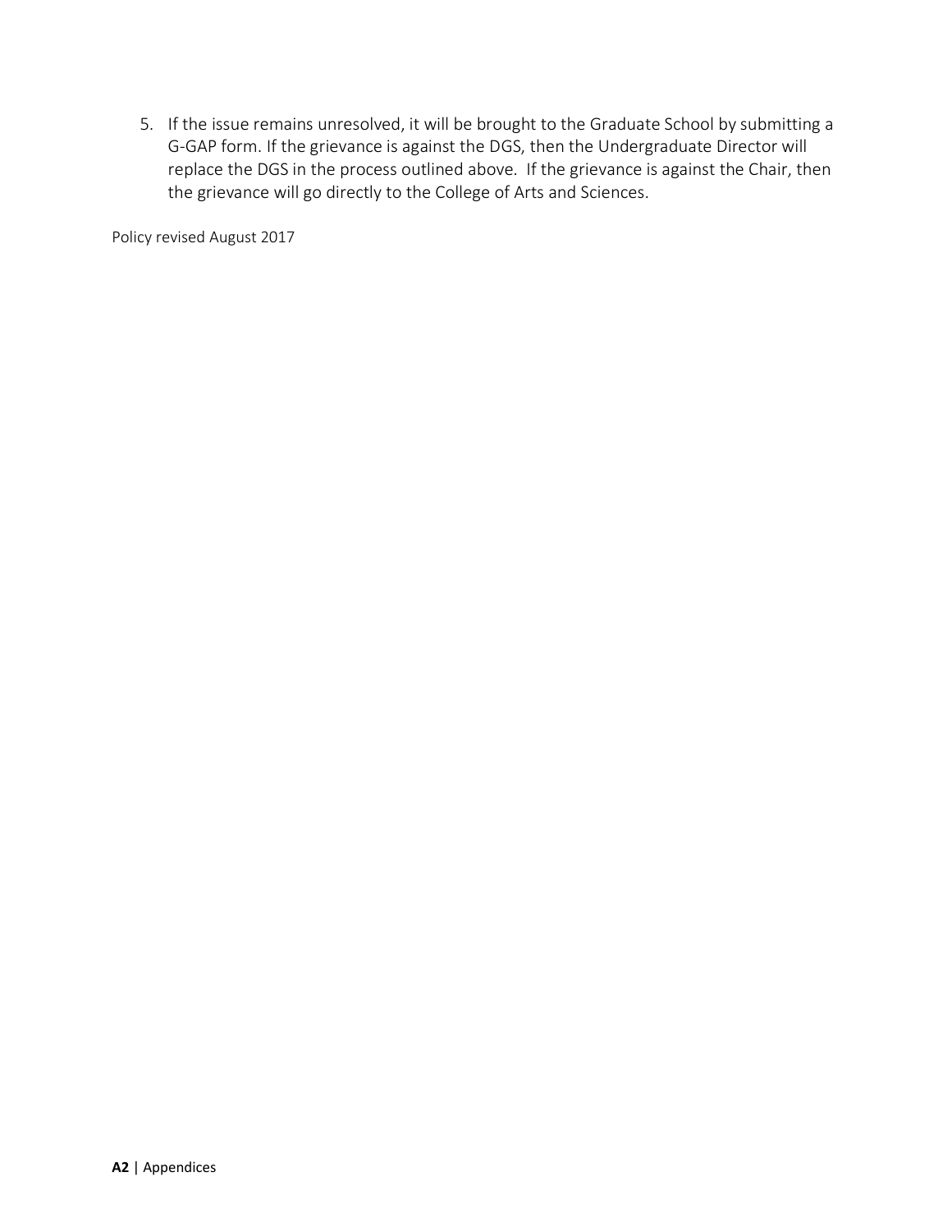5. If the issue remains unresolved, it will be brought to the Graduate School by submitting a G-GAP form. If the grievance is against the DGS, then the Undergraduate Director will replace the DGS in the process outlined above. If the grievance is against the Chair, then the grievance will go directly to the College of Arts and Sciences.

Policy revised August 2017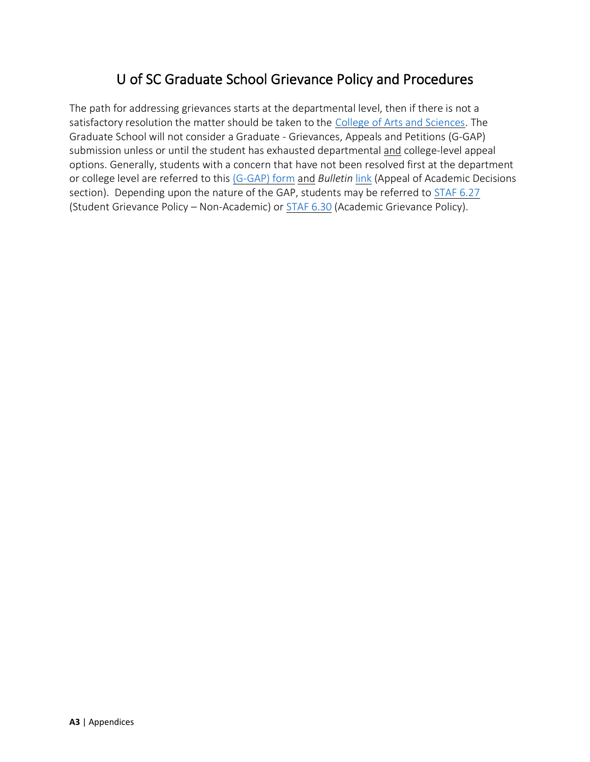# U of SC Graduate School Grievance Policy and Procedures

The path for addressing grievances starts at the departmental level, then if there is not a satisfactory resolution the matter should be taken to the College of Arts and Sciences. The Graduate School will not consider a Graduate - Grievances, Appeals and Petitions (G-GAP) submission unless or until the student has exhausted departmental and college-level appeal options. Generally, students with a concern that have not been resolved first at the department or college level are referred to this (G-GAP) form and *Bulletin* link (Appeal of Academic Decisions section). Depending upon the nature of the GAP, students may be referred to STAF 6.27 (Student Grievance Policy – Non-Academic) or STAF 6.30 (Academic Grievance Policy).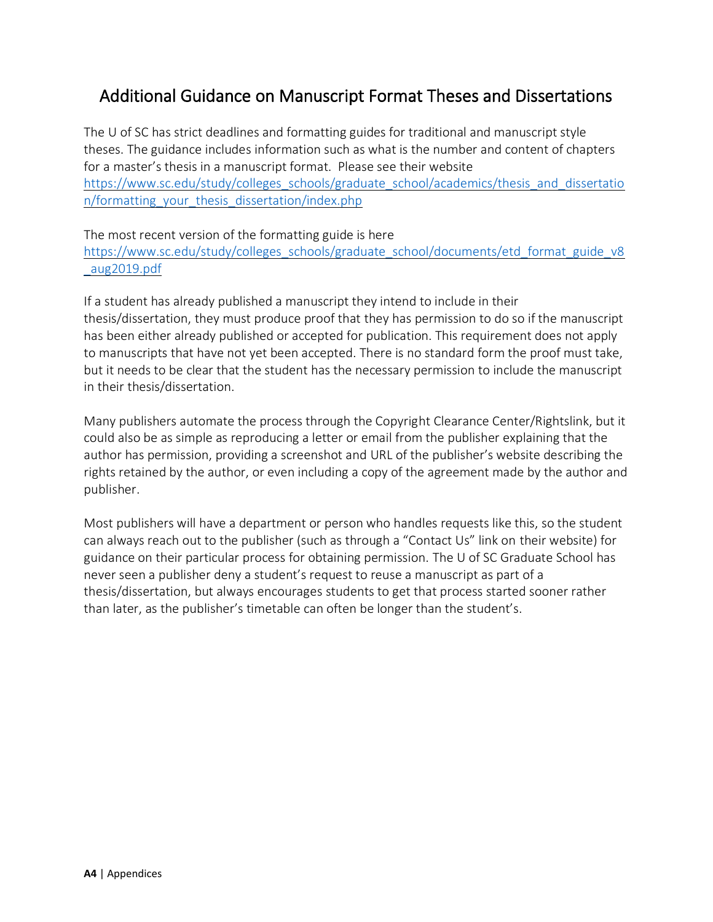## Additional Guidance on Manuscript Format Theses and Dissertations

The U of SC has strict deadlines and formatting guides for traditional and manuscript style theses. The guidance includes information such as what is the number and content of chapters for a master's thesis in a manuscript format. Please see their website https://www.sc.edu/study/colleges_schools/graduate_school/academics/thesis_and_dissertation/formatting_your_thesis_dissertation/index.php

The most recent version of the formatting guide is here https://www.sc.edu/study/colleges_schools/graduate_school/documents/etd_format_guide_v8_aug2019.pdf

If a student has already published a manuscript they intend to include in their thesis/dissertation, they must produce proof that they has permission to do so if the manuscript has been either already published or accepted for publication. This requirement does not apply to manuscripts that have not yet been accepted. There is no standard form the proof must take, but it needs to be clear that the student has the necessary permission to include the manuscript in their thesis/dissertation.

Many publishers automate the process through the Copyright Clearance Center/Rightslink, but it could also be as simple as reproducing a letter or email from the publisher explaining that the author has permission, providing a screenshot and URL of the publisher's website describing the rights retained by the author, or even including a copy of the agreement made by the author and publisher.

Most publishers will have a department or person who handles requests like this, so the student can always reach out to the publisher (such as through a "Contact Us" link on their website) for guidance on their particular process for obtaining permission. The U of SC Graduate School has never seen a publisher deny a student's request to reuse a manuscript as part of a thesis/dissertation, but always encourages students to get that process started sooner rather than later, as the publisher's timetable can often be longer than the student's.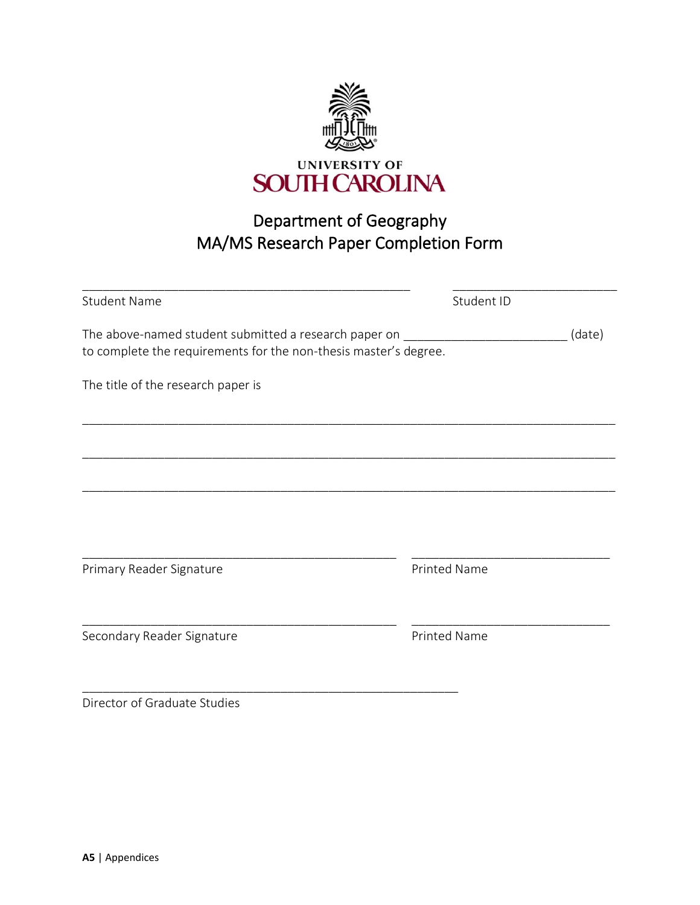UNIVERSITY OF
SOUTH CAROLINA

# Department of Geography
## MA/MS Research Paper Completion Form

_______________________________________________ _______________________

Student Name Student ID

The above-named student submitted a research paper on _______________________ (date) to complete the requirements for the non-thesis master's degree.

The title of the research paper is

___________________________________________________________________________

___________________________________________________________________________

___________________________________________________________________________

_____________________________________________ ____________________________

Primary Reader Signature Printed Name

_____________________________________________ ____________________________

Secondary Reader Signature Printed Name

_____________________________________________________

Director of Graduate Studies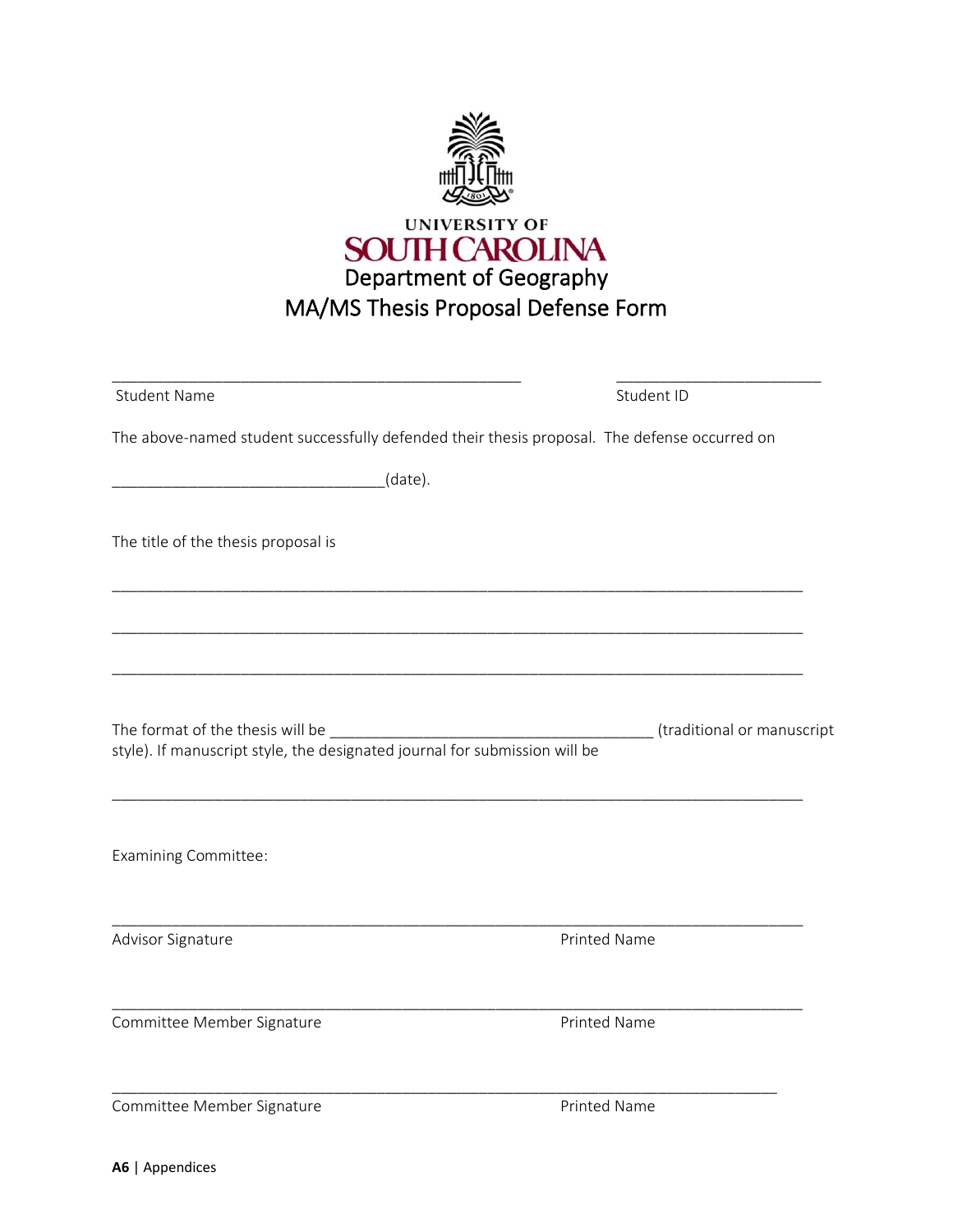UNIVERSITY OF SOUTH CAROLINA

# Department of Geography

## MA/MS Thesis Proposal Defense Form

\_\_\_\_\_\_\_\_\_\_\_\_\_\_\_\_\_\_\_\_\_\_\_\_\_\_\_\_\_\_\_\_\_\_\_\_\_\_\_\_\_\_\_\_\_\_\_\_ \_\_\_\_\_\_\_\_\_\_\_\_\_\_\_\_\_\_\_\_\_\_\_\_\_

Student Name Student ID

The above-named student successfully defended their thesis proposal. The defense occurred on

\_\_\_\_\_\_\_\_\_\_\_\_\_\_\_\_\_\_\_\_\_\_\_\_\_\_\_\_\_\_\_\_\_(date).

The title of the thesis proposal is

\_\_\_\_\_\_\_\_\_\_\_\_\_\_\_\_\_\_\_\_\_\_\_\_\_\_\_\_\_\_\_\_\_\_\_\_\_\_\_\_\_\_\_\_\_\_\_\_\_\_\_\_\_\_\_\_\_\_\_\_\_\_\_\_\_\_\_\_\_\_\_\_\_\_\_\_\_\_\_\_\_\_\_\_

\_\_\_\_\_\_\_\_\_\_\_\_\_\_\_\_\_\_\_\_\_\_\_\_\_\_\_\_\_\_\_\_\_\_\_\_\_\_\_\_\_\_\_\_\_\_\_\_\_\_\_\_\_\_\_\_\_\_\_\_\_\_\_\_\_\_\_\_\_\_\_\_\_\_\_\_\_\_\_\_\_\_\_\_

\_\_\_\_\_\_\_\_\_\_\_\_\_\_\_\_\_\_\_\_\_\_\_\_\_\_\_\_\_\_\_\_\_\_\_\_\_\_\_\_\_\_\_\_\_\_\_\_\_\_\_\_\_\_\_\_\_\_\_\_\_\_\_\_\_\_\_\_\_\_\_\_\_\_\_\_\_\_\_\_\_\_\_\_

The format of the thesis will be \_\_\_\_\_\_\_\_\_\_\_\_\_\_\_\_\_\_\_\_\_\_\_\_\_\_\_\_\_\_\_\_\_\_\_\_\_\_\_ (traditional or manuscript style). If manuscript style, the designated journal for submission will be

\_\_\_\_\_\_\_\_\_\_\_\_\_\_\_\_\_\_\_\_\_\_\_\_\_\_\_\_\_\_\_\_\_\_\_\_\_\_\_\_\_\_\_\_\_\_\_\_\_\_\_\_\_\_\_\_\_\_\_\_\_\_\_\_\_\_\_\_\_\_\_\_\_\_\_\_\_\_\_\_\_\_\_\_

Examining Committee:

\_\_\_\_\_\_\_\_\_\_\_\_\_\_\_\_\_\_\_\_\_\_\_\_\_\_\_\_\_\_\_\_\_\_\_\_\_\_\_\_\_\_\_\_\_\_\_\_\_\_\_\_\_\_\_\_\_\_\_\_\_\_\_\_\_\_\_\_\_\_\_\_\_\_\_\_\_\_\_\_\_\_\_\_

Advisor Signature Printed Name

\_\_\_\_\_\_\_\_\_\_\_\_\_\_\_\_\_\_\_\_\_\_\_\_\_\_\_\_\_\_\_\_\_\_\_\_\_\_\_\_\_\_\_\_\_\_\_\_\_\_\_\_\_\_\_\_\_\_\_\_\_\_\_\_\_\_\_\_\_\_\_\_\_\_\_\_\_\_\_\_\_\_\_\_

Committee Member Signature Printed Name

\_\_\_\_\_\_\_\_\_\_\_\_\_\_\_\_\_\_\_\_\_\_\_\_\_\_\_\_\_\_\_\_\_\_\_\_\_\_\_\_\_\_\_\_\_\_\_\_\_\_\_\_\_\_\_\_\_\_\_\_\_\_\_\_\_\_\_\_\_\_\_\_\_\_\_\_\_\_\_\_\_\_\_\_

Committee Member Signature Printed Name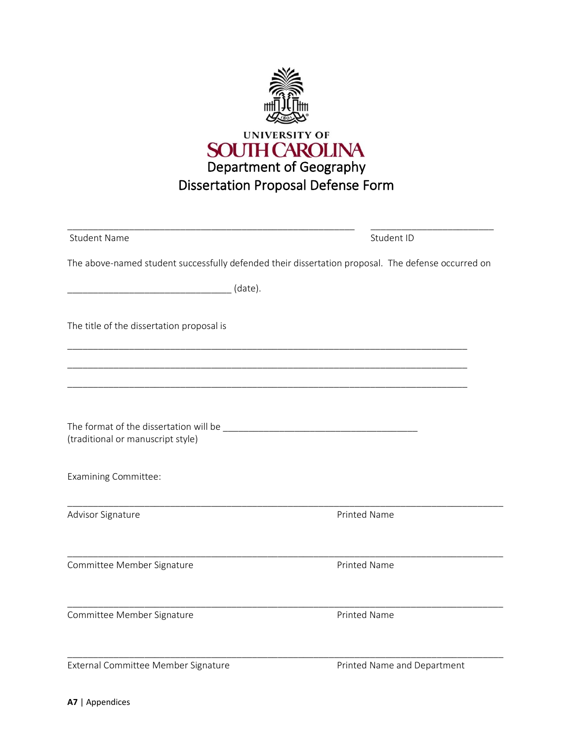UNIVERSITY OF
SOUTH CAROLINA

# Department of Geography
# Dissertation Proposal Defense Form

\_\_\_\_\_\_\_\_\_\_\_\_\_\_\_\_\_\_\_\_\_\_\_\_\_\_\_\_\_\_\_\_\_\_\_\_\_\_\_\_\_\_\_\_\_\_\_\_\_\_\_\_\_\_\_\_ \_\_\_\_\_\_\_\_\_\_\_\_\_\_\_\_\_\_\_\_\_\_\_\_
Student Name Student ID

The above-named student successfully defended their dissertation proposal. The defense occurred on

\_\_\_\_\_\_\_\_\_\_\_\_\_\_\_\_\_\_\_\_\_\_\_\_\_\_\_\_\_\_\_\_ (date).

The title of the dissertation proposal is

\_\_\_\_\_\_\_\_\_\_\_\_\_\_\_\_\_\_\_\_\_\_\_\_\_\_\_\_\_\_\_\_\_\_\_\_\_\_\_\_\_\_\_\_\_\_\_\_\_\_\_\_\_\_\_\_\_\_\_\_\_\_\_\_\_\_\_\_\_\_\_\_\_\_\_\_\_\_

\_\_\_\_\_\_\_\_\_\_\_\_\_\_\_\_\_\_\_\_\_\_\_\_\_\_\_\_\_\_\_\_\_\_\_\_\_\_\_\_\_\_\_\_\_\_\_\_\_\_\_\_\_\_\_\_\_\_\_\_\_\_\_\_\_\_\_\_\_\_\_\_\_\_\_\_\_\_

\_\_\_\_\_\_\_\_\_\_\_\_\_\_\_\_\_\_\_\_\_\_\_\_\_\_\_\_\_\_\_\_\_\_\_\_\_\_\_\_\_\_\_\_\_\_\_\_\_\_\_\_\_\_\_\_\_\_\_\_\_\_\_\_\_\_\_\_\_\_\_\_\_\_\_\_\_\_

The format of the dissertation will be \_\_\_\_\_\_\_\_\_\_\_\_\_\_\_\_\_\_\_\_\_\_\_\_\_\_\_\_\_\_\_\_\_\_\_\_\_\_\_
(traditional or manuscript style)

Examining Committee:

\_\_\_\_\_\_\_\_\_\_\_\_\_\_\_\_\_\_\_\_\_\_\_\_\_\_\_\_\_\_\_\_\_\_\_\_\_\_\_\_\_\_\_\_\_\_\_\_\_\_\_\_\_\_\_\_\_\_\_\_\_\_\_\_\_\_\_\_\_\_\_\_\_\_\_\_\_\_\_\_\_\_\_\_
Advisor Signature Printed Name

\_\_\_\_\_\_\_\_\_\_\_\_\_\_\_\_\_\_\_\_\_\_\_\_\_\_\_\_\_\_\_\_\_\_\_\_\_\_\_\_\_\_\_\_\_\_\_\_\_\_\_\_\_\_\_\_\_\_\_\_\_\_\_\_\_\_\_\_\_\_\_\_\_\_\_\_\_\_\_\_\_\_\_\_
Committee Member Signature Printed Name

\_\_\_\_\_\_\_\_\_\_\_\_\_\_\_\_\_\_\_\_\_\_\_\_\_\_\_\_\_\_\_\_\_\_\_\_\_\_\_\_\_\_\_\_\_\_\_\_\_\_\_\_\_\_\_\_\_\_\_\_\_\_\_\_\_\_\_\_\_\_\_\_\_\_\_\_\_\_\_\_\_\_\_\_
Committee Member Signature Printed Name

\_\_\_\_\_\_\_\_\_\_\_\_\_\_\_\_\_\_\_\_\_\_\_\_\_\_\_\_\_\_\_\_\_\_\_\_\_\_\_\_\_\_\_\_\_\_\_\_\_\_\_\_\_\_\_\_\_\_\_\_\_\_\_\_\_\_\_\_\_\_\_\_\_\_\_\_\_\_\_\_\_\_\_\_
External Committee Member Signature Printed Name and Department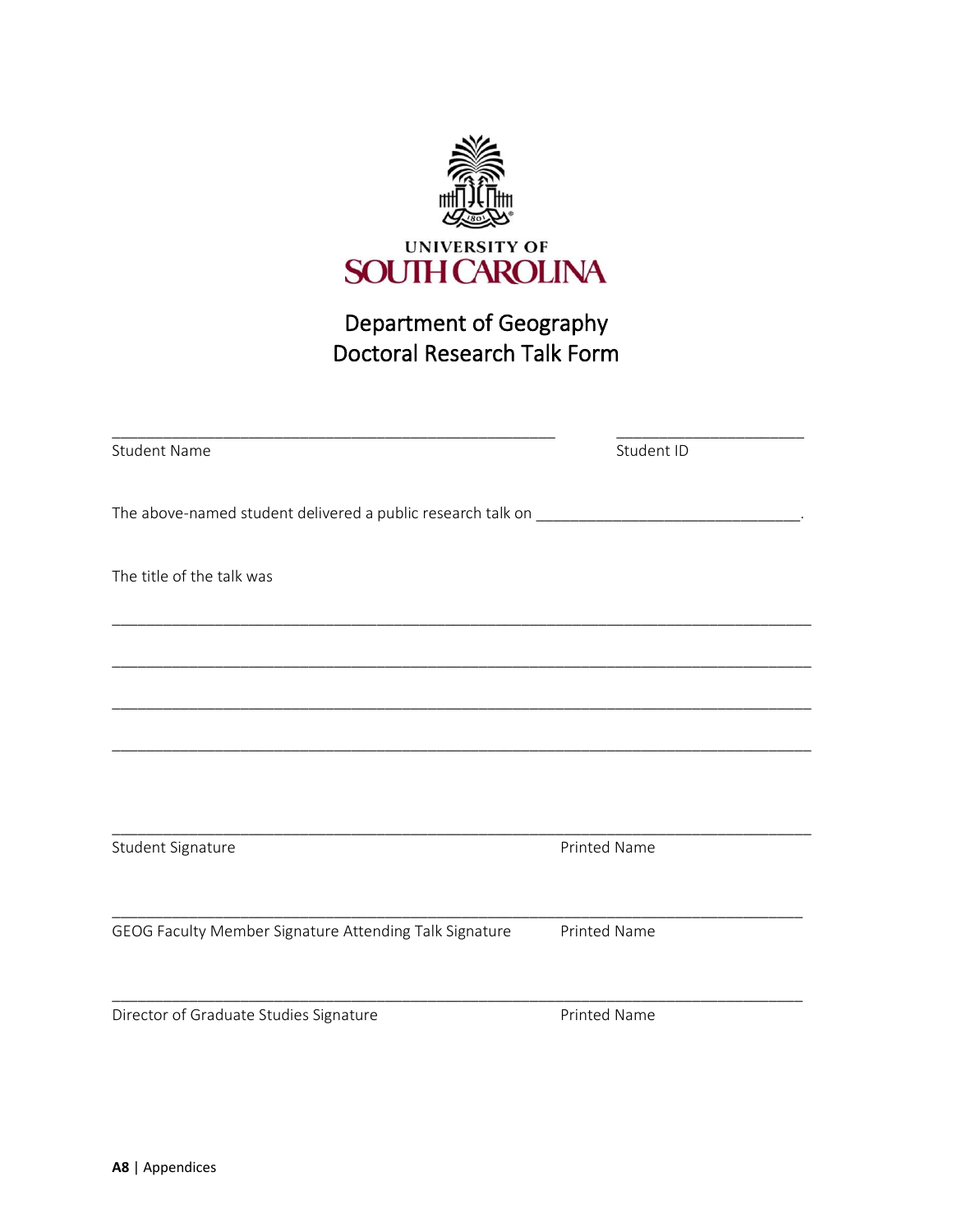UNIVERSITY OF
SOUTH CAROLINA

# Department of Geography
# Doctoral Research Talk Form

_______________________________________________ &nbsp;&nbsp;&nbsp;&nbsp; ____________________
Student Name &nbsp;&nbsp;&nbsp;&nbsp; Student ID

The above-named student delivered a public research talk on ____________________________.

The title of the talk was

__________________________________________________________________________

__________________________________________________________________________

__________________________________________________________________________

__________________________________________________________________________

__________________________________________________________________________
Student Signature &nbsp;&nbsp;&nbsp;&nbsp; Printed Name

__________________________________________________________________________
GEOG Faculty Member Signature Attending Talk Signature &nbsp;&nbsp;&nbsp;&nbsp; Printed Name

__________________________________________________________________________
Director of Graduate Studies Signature &nbsp;&nbsp;&nbsp;&nbsp; Printed Name

**A8** | Appendices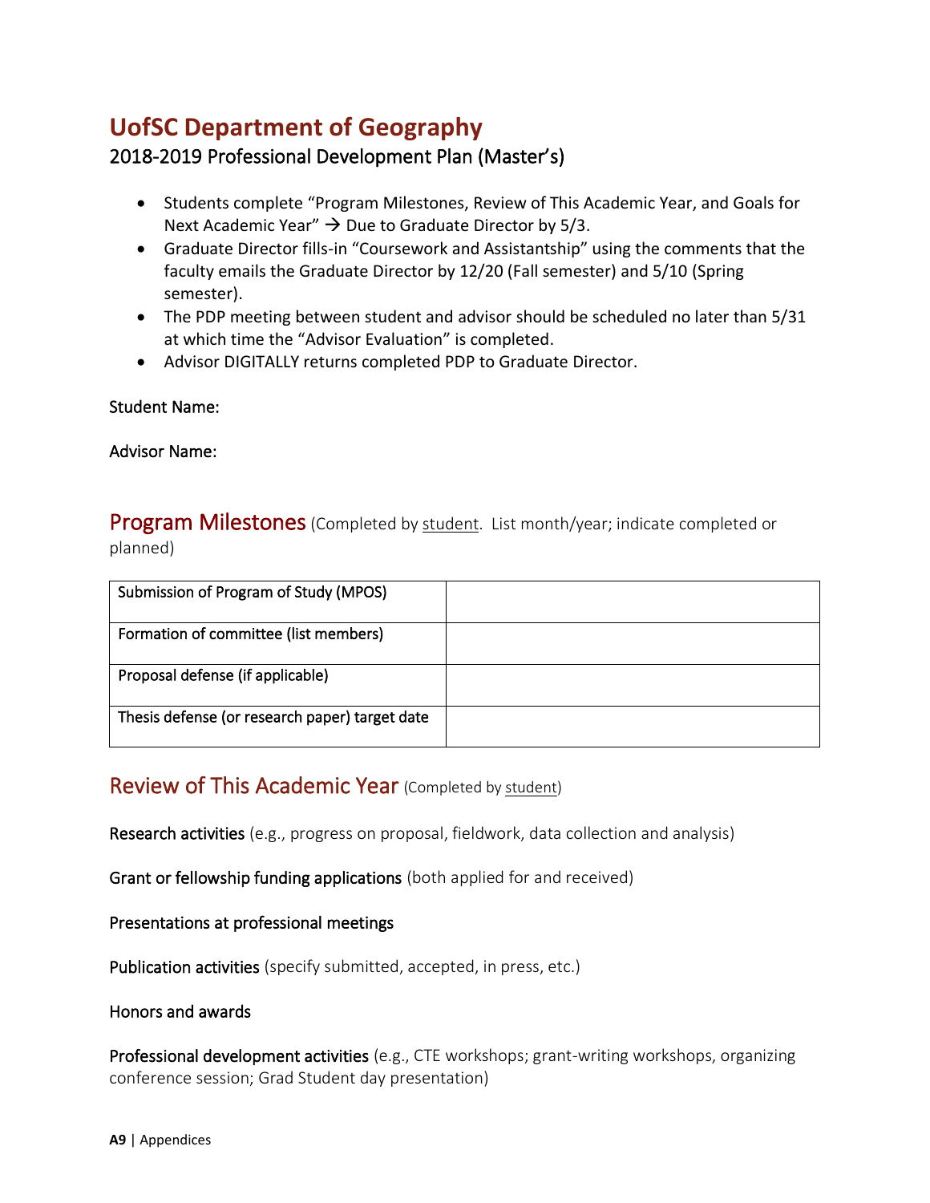# UofSC Department of Geography

## 2018-2019 Professional Development Plan (Master's)

- Students complete "Program Milestones, Review of This Academic Year, and Goals for Next Academic Year" → Due to Graduate Director by 5/3.
- Graduate Director fills-in "Coursework and Assistantship" using the comments that the faculty emails the Graduate Director by 12/20 (Fall semester) and 5/10 (Spring semester).
- The PDP meeting between student and advisor should be scheduled no later than 5/31 at which time the "Advisor Evaluation" is completed.
- Advisor DIGITALLY returns completed PDP to Graduate Director.

Student Name:

Advisor Name:

## Program Milestones (Completed by student. List month/year; indicate completed or planned)

| | |
|---|---|
| Submission of Program of Study (MPOS) | |
| Formation of committee (list members) | |
| Proposal defense (if applicable) | |
| Thesis defense (or research paper) target date | |

## Review of This Academic Year (Completed by student)

Research activities (e.g., progress on proposal, fieldwork, data collection and analysis)

Grant or fellowship funding applications (both applied for and received)

Presentations at professional meetings

Publication activities (specify submitted, accepted, in press, etc.)

Honors and awards

Professional development activities (e.g., CTE workshops; grant-writing workshops, organizing conference session; Grad Student day presentation)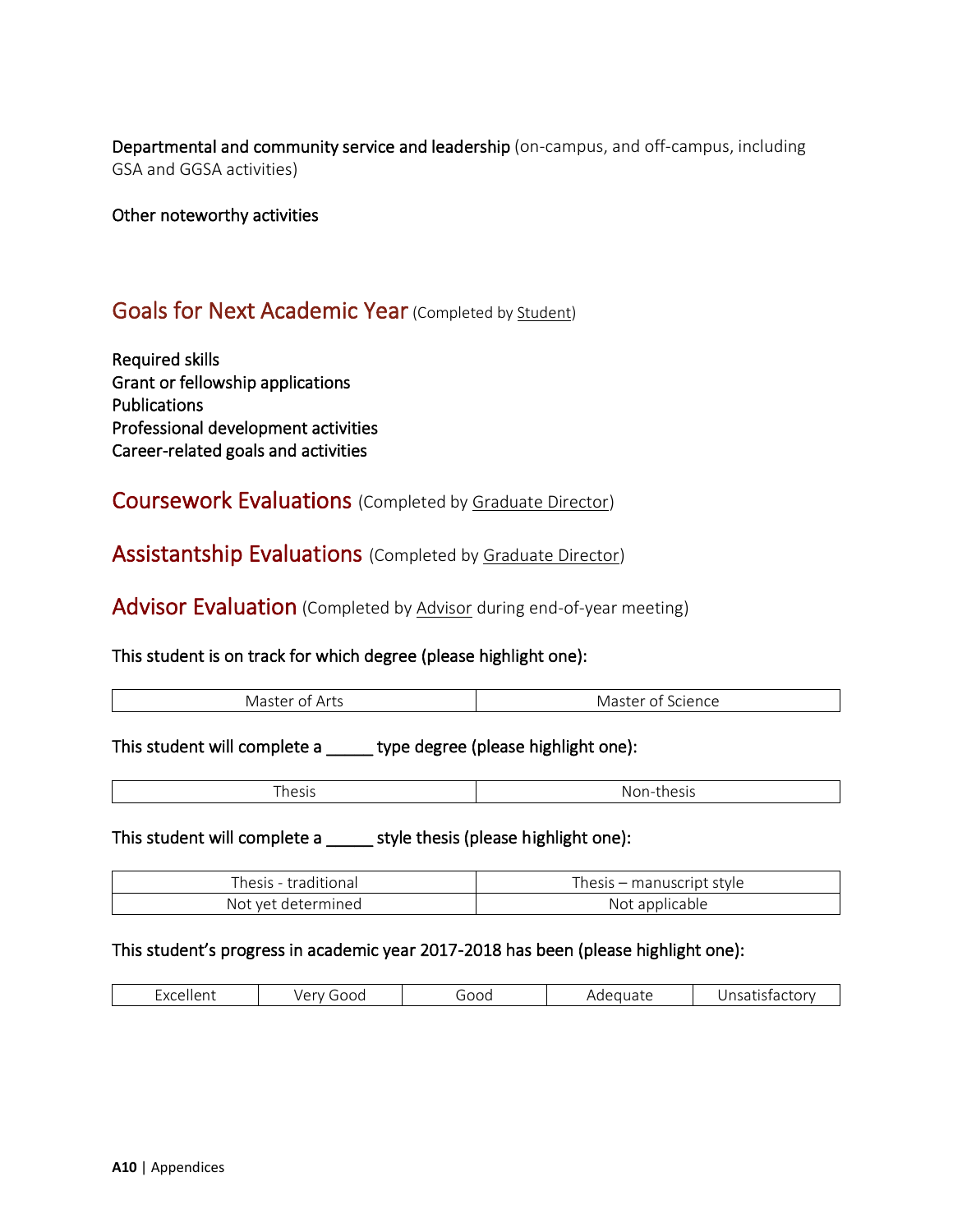**Departmental and community service and leadership** (on-campus, and off-campus, including GSA and GGSA activities)

**Other noteworthy activities**

## Goals for Next Academic Year (Completed by Student)

**Required skills**
**Grant or fellowship applications**
**Publications**
**Professional development activities**
**Career-related goals and activities**

## Coursework Evaluations (Completed by Graduate Director)

## Assistantship Evaluations (Completed by Graduate Director)

## Advisor Evaluation (Completed by Advisor during end-of-year meeting)

**This student is on track for which degree (please highlight one):**

| Master of Arts | Master of Science |
|---|---|

**This student will complete a _____ type degree (please highlight one):**

| Thesis | Non-thesis |
|---|---|

**This student will complete a _____ style thesis (please highlight one):**

| Thesis - traditional | Thesis – manuscript style |
|---|---|
| Not yet determined | Not applicable |

**This student's progress in academic year 2017-2018 has been (please highlight one):**

| Excellent | Very Good | Good | Adequate | Unsatisfactory |
|---|---|---|---|---|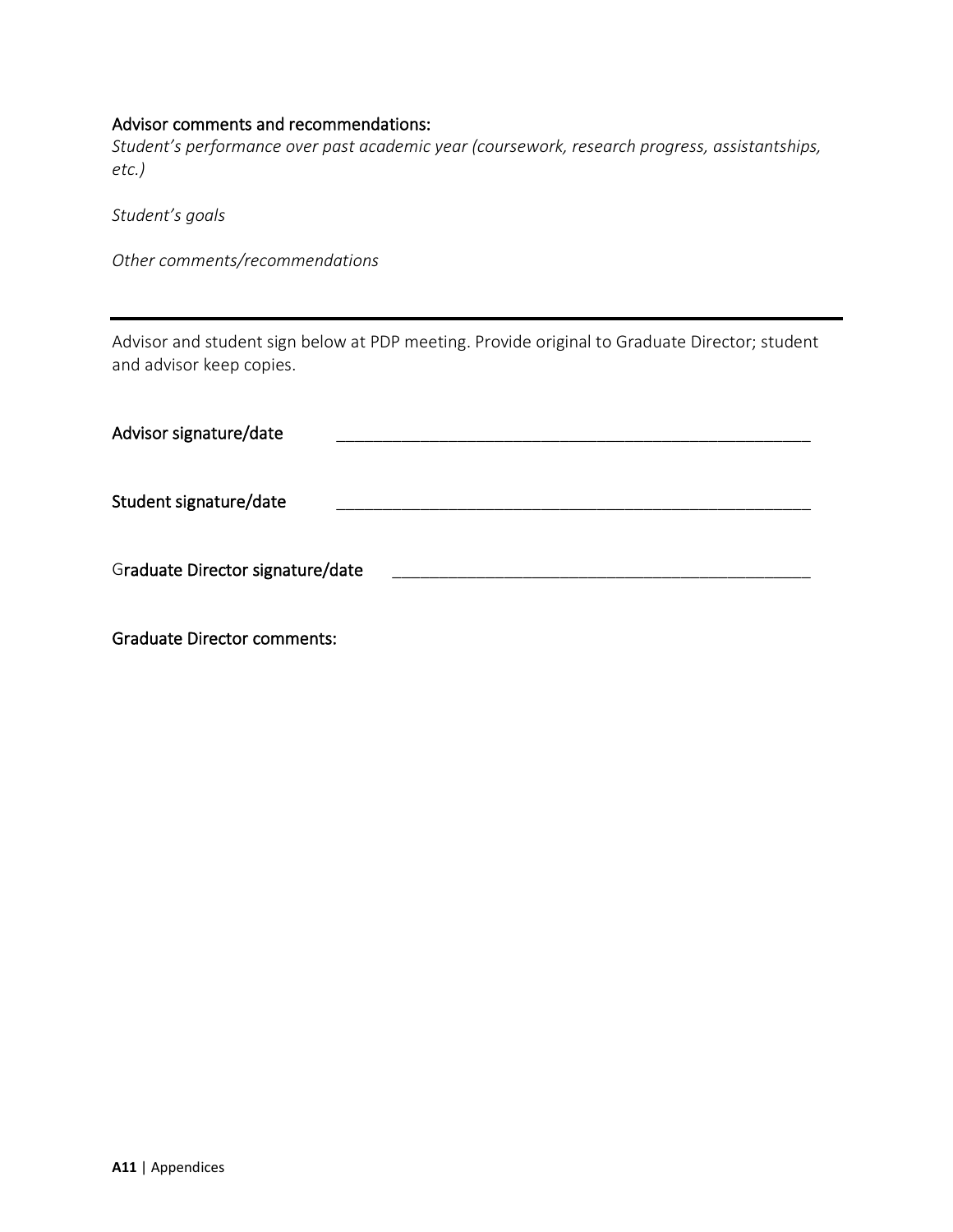**Advisor comments and recommendations:**

*Student's performance over past academic year (coursework, research progress, assistantships, etc.)*

*Student's goals*

*Other comments/recommendations*

---

Advisor and student sign below at PDP meeting. Provide original to Graduate Director; student and advisor keep copies.

**Advisor signature/date** _____________________________________________________

**Student signature/date** _____________________________________________________

**Graduate Director signature/date** ______________________________________________

**Graduate Director comments:**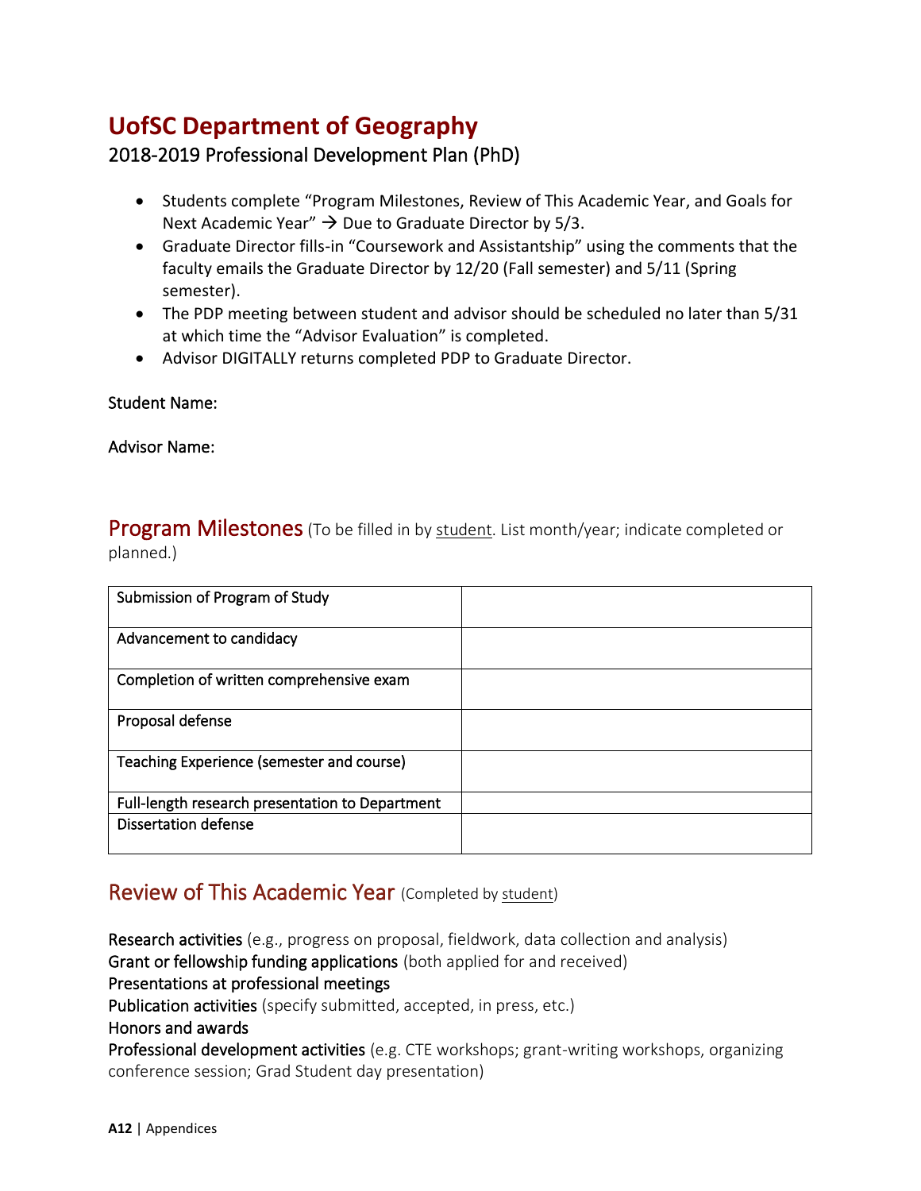# UofSC Department of Geography

## 2018-2019 Professional Development Plan (PhD)

- Students complete "Program Milestones, Review of This Academic Year, and Goals for Next Academic Year" → Due to Graduate Director by 5/3.
- Graduate Director fills-in "Coursework and Assistantship" using the comments that the faculty emails the Graduate Director by 12/20 (Fall semester) and 5/11 (Spring semester).
- The PDP meeting between student and advisor should be scheduled no later than 5/31 at which time the "Advisor Evaluation" is completed.
- Advisor DIGITALLY returns completed PDP to Graduate Director.

Student Name:

Advisor Name:

## Program Milestones (To be filled in by student. List month/year; indicate completed or planned.)

| | |
|---|---|
| Submission of Program of Study | |
| Advancement to candidacy | |
| Completion of written comprehensive exam | |
| Proposal defense | |
| Teaching Experience (semester and course) | |
| Full-length research presentation to Department | |
| Dissertation defense | |

## Review of This Academic Year (Completed by student)

**Research activities** (e.g., progress on proposal, fieldwork, data collection and analysis)
**Grant or fellowship funding applications** (both applied for and received)
**Presentations at professional meetings**
**Publication activities** (specify submitted, accepted, in press, etc.)
**Honors and awards**
**Professional development activities** (e.g. CTE workshops; grant-writing workshops, organizing conference session; Grad Student day presentation)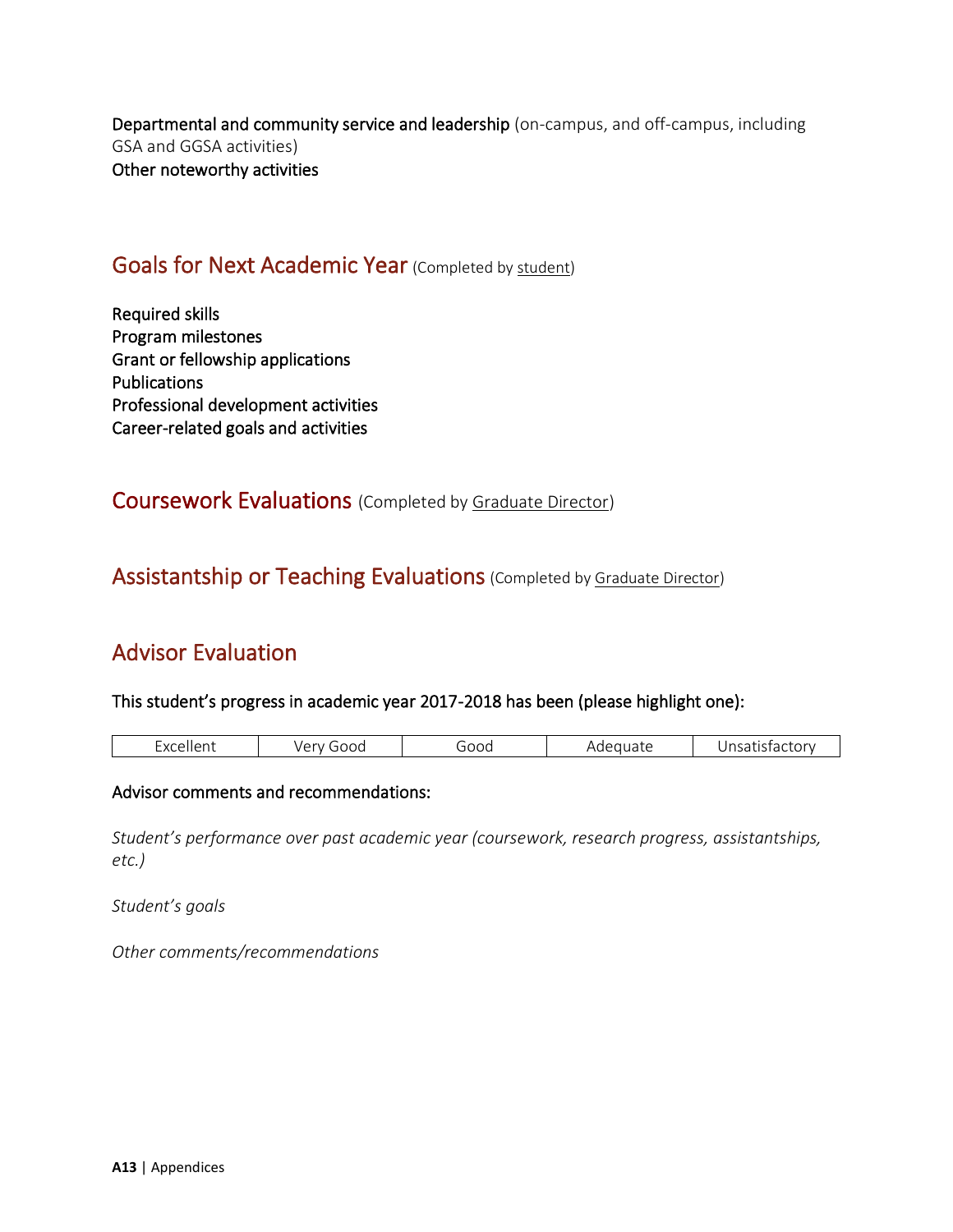**Departmental and community service and leadership** (on-campus, and off-campus, including GSA and GGSA activities)
**Other noteworthy activities**

## Goals for Next Academic Year (Completed by student)

**Required skills**
**Program milestones**
**Grant or fellowship applications**
**Publications**
**Professional development activities**
**Career-related goals and activities**

## Coursework Evaluations (Completed by Graduate Director)

## Assistantship or Teaching Evaluations (Completed by Graduate Director)

## Advisor Evaluation

**This student's progress in academic year 2017-2018 has been (please highlight one):**

| Excellent | Very Good | Good | Adequate | Unsatisfactory |
|---|---|---|---|---|

**Advisor comments and recommendations:**

*Student's performance over past academic year (coursework, research progress, assistantships, etc.)*

*Student's goals*

*Other comments/recommendations*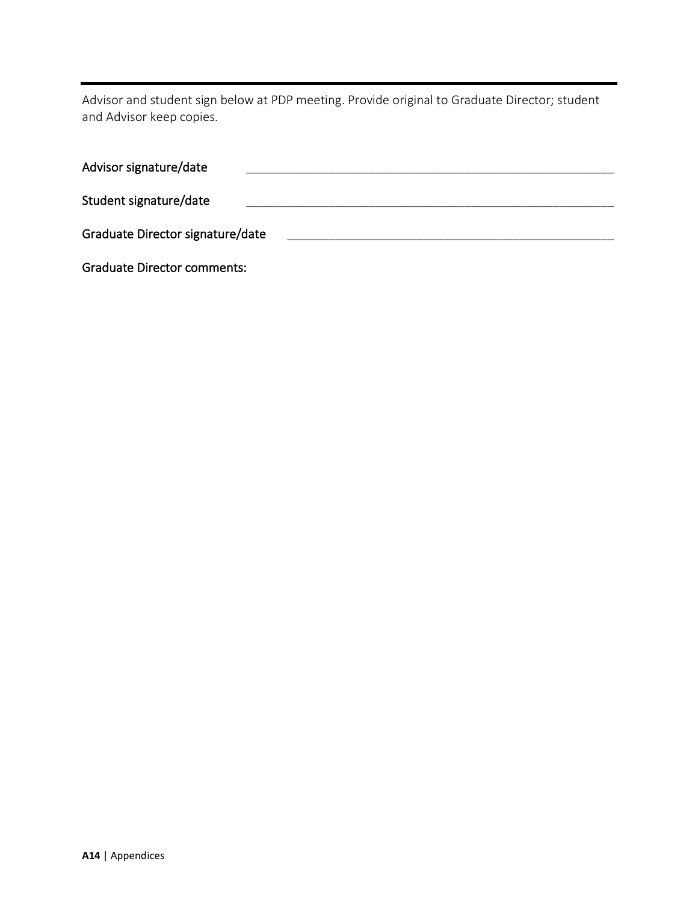Advisor and student sign below at PDP meeting. Provide original to Graduate Director; student and Advisor keep copies.

Advisor signature/date ________________________________________________________

Student signature/date ________________________________________________________

Graduate Director signature/date ________________________________________________

Graduate Director comments: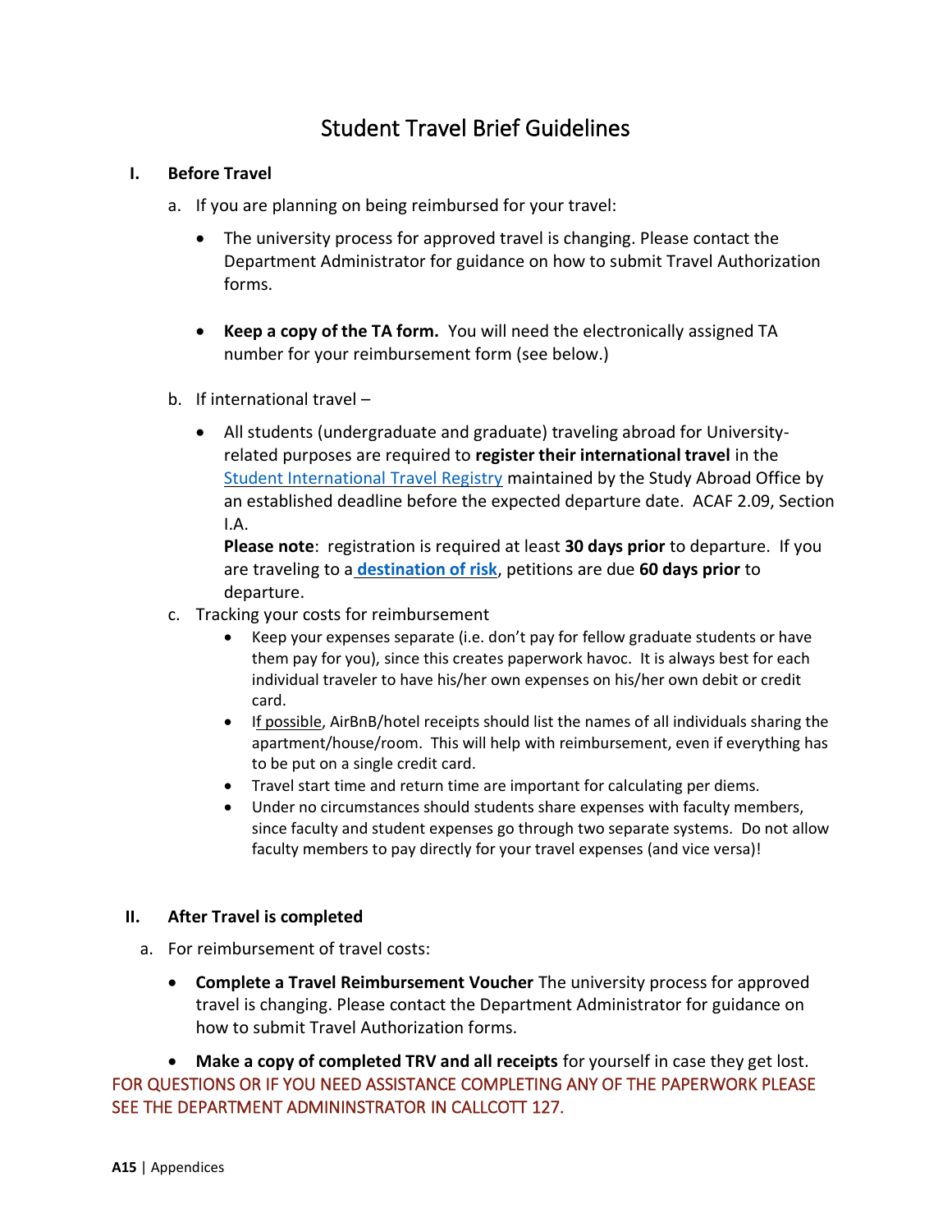# Student Travel Brief Guidelines

## I. Before Travel

a. If you are planning on being reimbursed for your travel:

- The university process for approved travel is changing. Please contact the Department Administrator for guidance on how to submit Travel Authorization forms.

- **Keep a copy of the TA form.** You will need the electronically assigned TA number for your reimbursement form (see below.)

b. If international travel –

- All students (undergraduate and graduate) traveling abroad for University-related purposes are required to **register their international travel** in the Student International Travel Registry maintained by the Study Abroad Office by an established deadline before the expected departure date. ACAF 2.09, Section I.A.
  **Please note**: registration is required at least **30 days prior** to departure. If you are traveling to a **destination of risk**, petitions are due **60 days prior** to departure.

c. Tracking your costs for reimbursement

- Keep your expenses separate (i.e. don't pay for fellow graduate students or have them pay for you), since this creates paperwork havoc. It is always best for each individual traveler to have his/her own expenses on his/her own debit or credit card.
- If possible, AirBnB/hotel receipts should list the names of all individuals sharing the apartment/house/room. This will help with reimbursement, even if everything has to be put on a single credit card.
- Travel start time and return time are important for calculating per diems.
- Under no circumstances should students share expenses with faculty members, since faculty and student expenses go through two separate systems. Do not allow faculty members to pay directly for your travel expenses (and vice versa)!

## II. After Travel is completed

a. For reimbursement of travel costs:

- **Complete a Travel Reimbursement Voucher** The university process for approved travel is changing. Please contact the Department Administrator for guidance on how to submit Travel Authorization forms.

- **Make a copy of completed TRV and all receipts** for yourself in case they get lost.

FOR QUESTIONS OR IF YOU NEED ASSISTANCE COMPLETING ANY OF THE PAPERWORK PLEASE SEE THE DEPARTMENT ADMININSTRATOR IN CALLCOTT 127.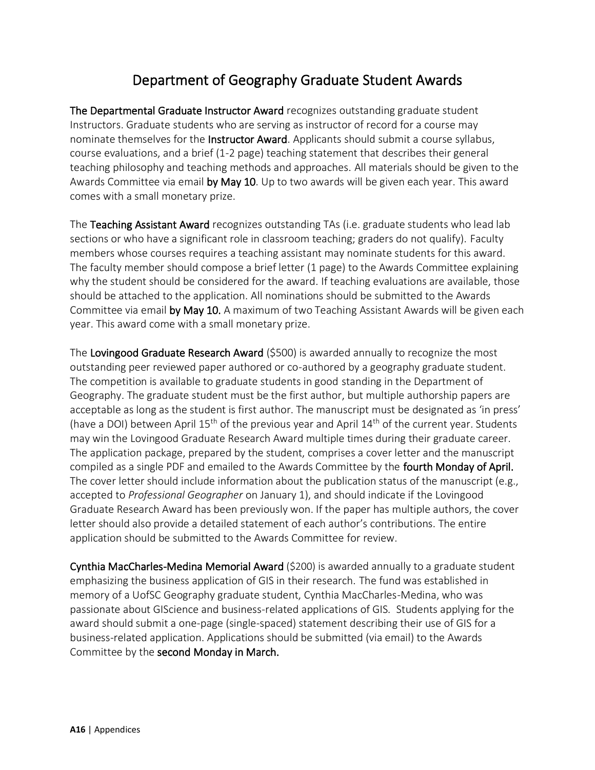# Department of Geography Graduate Student Awards

**The Departmental Graduate Instructor Award** recognizes outstanding graduate student Instructors. Graduate students who are serving as instructor of record for a course may nominate themselves for the **Instructor Award**. Applicants should submit a course syllabus, course evaluations, and a brief (1-2 page) teaching statement that describes their general teaching philosophy and teaching methods and approaches. All materials should be given to the Awards Committee via email **by May 10**. Up to two awards will be given each year. This award comes with a small monetary prize.

The **Teaching Assistant Award** recognizes outstanding TAs (i.e. graduate students who lead lab sections or who have a significant role in classroom teaching; graders do not qualify). Faculty members whose courses requires a teaching assistant may nominate students for this award. The faculty member should compose a brief letter (1 page) to the Awards Committee explaining why the student should be considered for the award. If teaching evaluations are available, those should be attached to the application. All nominations should be submitted to the Awards Committee via email **by May 10.** A maximum of two Teaching Assistant Awards will be given each year. This award come with a small monetary prize.

The **Lovingood Graduate Research Award** ($500) is awarded annually to recognize the most outstanding peer reviewed paper authored or co-authored by a geography graduate student. The competition is available to graduate students in good standing in the Department of Geography. The graduate student must be the first author, but multiple authorship papers are acceptable as long as the student is first author. The manuscript must be designated as 'in press' (have a DOI) between April 15th of the previous year and April 14th of the current year. Students may win the Lovingood Graduate Research Award multiple times during their graduate career. The application package, prepared by the student, comprises a cover letter and the manuscript compiled as a single PDF and emailed to the Awards Committee by the **fourth Monday of April.** The cover letter should include information about the publication status of the manuscript (e.g., accepted to *Professional Geographer* on January 1), and should indicate if the Lovingood Graduate Research Award has been previously won. If the paper has multiple authors, the cover letter should also provide a detailed statement of each author's contributions. The entire application should be submitted to the Awards Committee for review.

**Cynthia MacCharles-Medina Memorial Award** ($200) is awarded annually to a graduate student emphasizing the business application of GIS in their research. The fund was established in memory of a UofSC Geography graduate student, Cynthia MacCharles-Medina, who was passionate about GIScience and business-related applications of GIS. Students applying for the award should submit a one-page (single-spaced) statement describing their use of GIS for a business-related application. Applications should be submitted (via email) to the Awards Committee by the **second Monday in March.**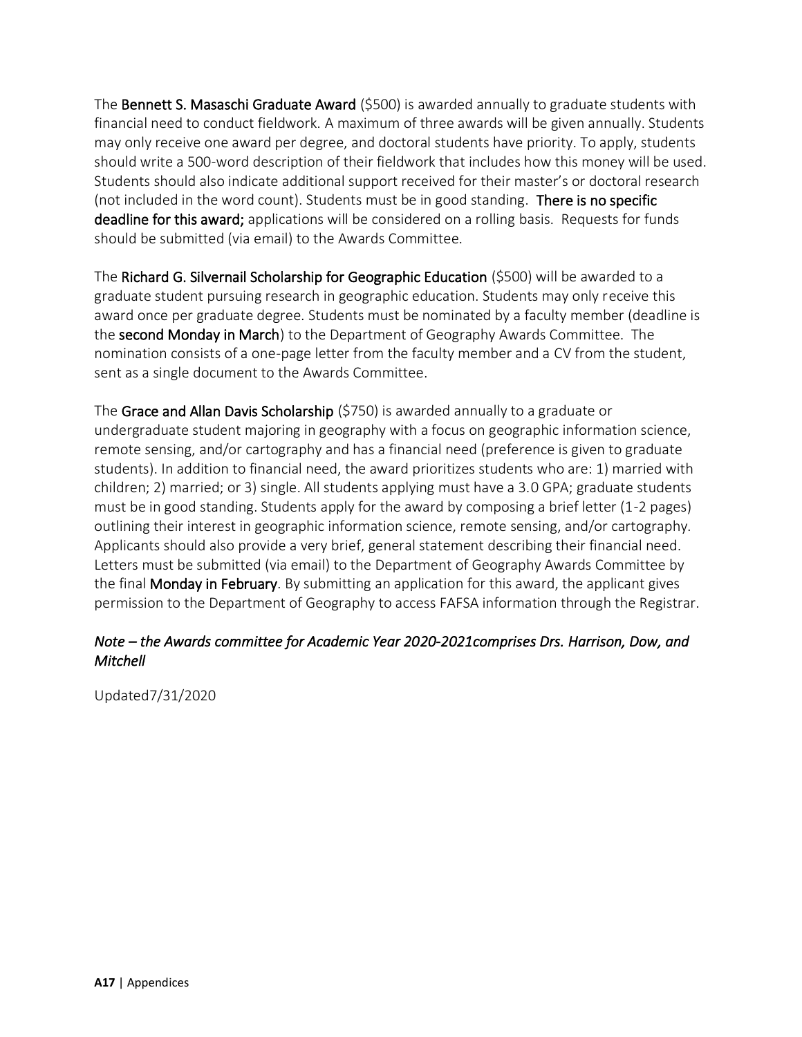The **Bennett S. Masaschi Graduate Award** ($500) is awarded annually to graduate students with financial need to conduct fieldwork. A maximum of three awards will be given annually. Students may only receive one award per degree, and doctoral students have priority. To apply, students should write a 500-word description of their fieldwork that includes how this money will be used. Students should also indicate additional support received for their master's or doctoral research (not included in the word count). Students must be in good standing. **There is no specific deadline for this award;** applications will be considered on a rolling basis. Requests for funds should be submitted (via email) to the Awards Committee.

The **Richard G. Silvernail Scholarship for Geographic Education** ($500) will be awarded to a graduate student pursuing research in geographic education. Students may only receive this award once per graduate degree. Students must be nominated by a faculty member (deadline is the **second Monday in March**) to the Department of Geography Awards Committee. The nomination consists of a one-page letter from the faculty member and a CV from the student, sent as a single document to the Awards Committee.

The **Grace and Allan Davis Scholarship** ($750) is awarded annually to a graduate or undergraduate student majoring in geography with a focus on geographic information science, remote sensing, and/or cartography and has a financial need (preference is given to graduate students). In addition to financial need, the award prioritizes students who are: 1) married with children; 2) married; or 3) single. All students applying must have a 3.0 GPA; graduate students must be in good standing. Students apply for the award by composing a brief letter (1-2 pages) outlining their interest in geographic information science, remote sensing, and/or cartography. Applicants should also provide a very brief, general statement describing their financial need. Letters must be submitted (via email) to the Department of Geography Awards Committee by the final **Monday in February**. By submitting an application for this award, the applicant gives permission to the Department of Geography to access FAFSA information through the Registrar.

*Note – the Awards committee for Academic Year 2020-2021comprises Drs. Harrison, Dow, and Mitchell*

Updated7/31/2020